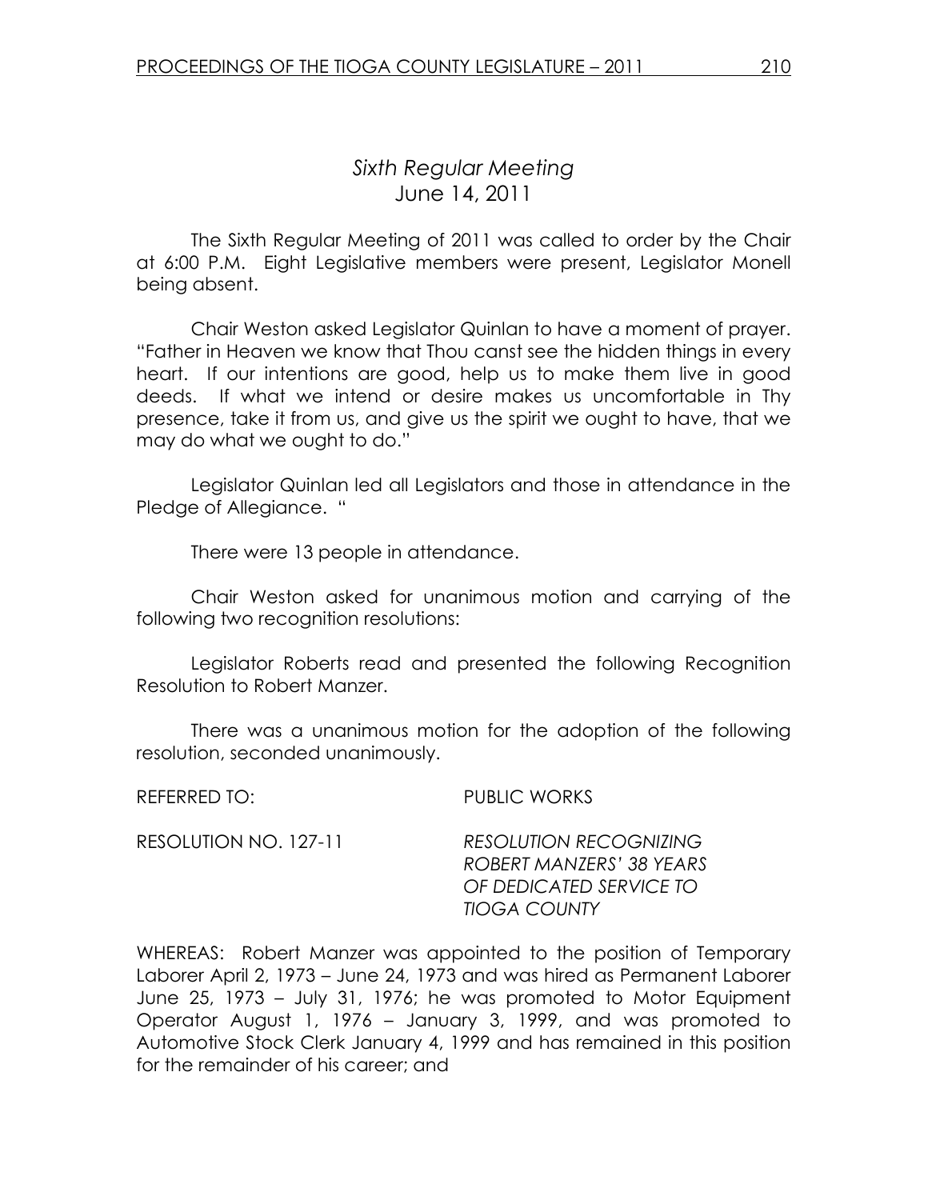## *Sixth Regular Meeting*
## June 14, 2011

The Sixth Regular Meeting of 2011 was called to order by the Chair at 6:00 P.M. Eight Legislative members were present, Legislator Monell being absent.

Chair Weston asked Legislator Quinlan to have a moment of prayer. "Father in Heaven we know that Thou canst see the hidden things in every heart. If our intentions are good, help us to make them live in good deeds. If what we intend or desire makes us uncomfortable in Thy presence, take it from us, and give us the spirit we ought to have, that we may do what we ought to do."

Legislator Quinlan led all Legislators and those in attendance in the Pledge of Allegiance. "

There were 13 people in attendance.

Chair Weston asked for unanimous motion and carrying of the following two recognition resolutions:

Legislator Roberts read and presented the following Recognition Resolution to Robert Manzer.

There was a unanimous motion for the adoption of the following resolution, seconded unanimously.

REFERRED TO: PUBLIC WORKS

RESOLUTION NO. 127-11 *RESOLUTION RECOGNIZING ROBERT MANZERS' 38 YEARS OF DEDICATED SERVICE TO TIOGA COUNTY*

WHEREAS: Robert Manzer was appointed to the position of Temporary Laborer April 2, 1973 – June 24, 1973 and was hired as Permanent Laborer June 25, 1973 – July 31, 1976; he was promoted to Motor Equipment Operator August 1, 1976 – January 3, 1999, and was promoted to Automotive Stock Clerk January 4, 1999 and has remained in this position for the remainder of his career; and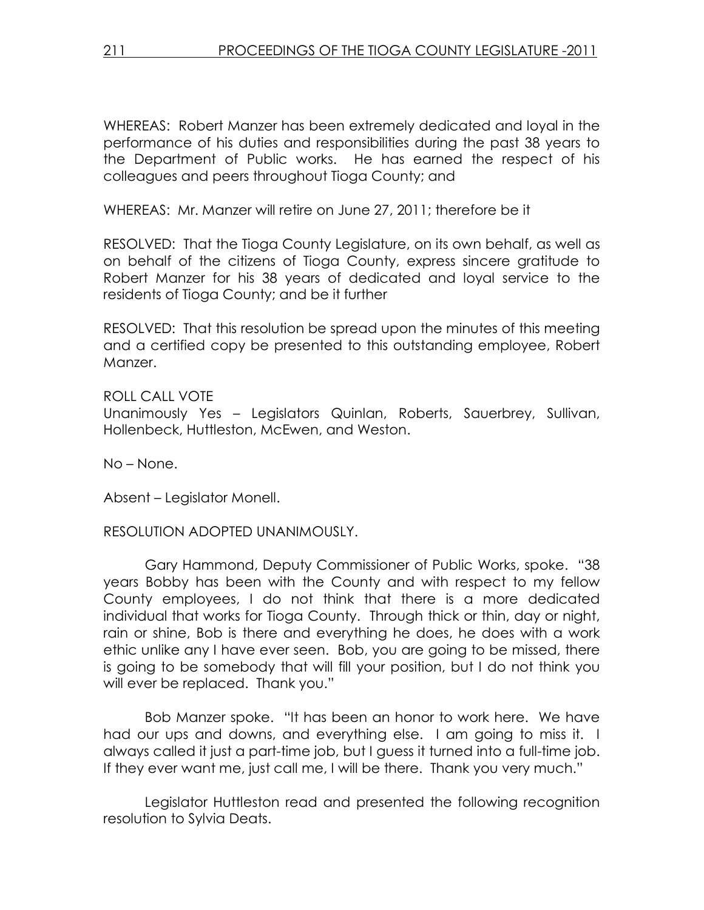WHEREAS: Robert Manzer has been extremely dedicated and loyal in the performance of his duties and responsibilities during the past 38 years to the Department of Public works. He has earned the respect of his colleagues and peers throughout Tioga County; and

WHEREAS: Mr. Manzer will retire on June 27, 2011; therefore be it

RESOLVED: That the Tioga County Legislature, on its own behalf, as well as on behalf of the citizens of Tioga County, express sincere gratitude to Robert Manzer for his 38 years of dedicated and loyal service to the residents of Tioga County; and be it further

RESOLVED: That this resolution be spread upon the minutes of this meeting and a certified copy be presented to this outstanding employee, Robert Manzer.

ROLL CALL VOTE
Unanimously Yes – Legislators Quinlan, Roberts, Sauerbrey, Sullivan, Hollenbeck, Huttleston, McEwen, and Weston.

No – None.

Absent – Legislator Monell.

RESOLUTION ADOPTED UNANIMOUSLY.

Gary Hammond, Deputy Commissioner of Public Works, spoke. "38 years Bobby has been with the County and with respect to my fellow County employees, I do not think that there is a more dedicated individual that works for Tioga County. Through thick or thin, day or night, rain or shine, Bob is there and everything he does, he does with a work ethic unlike any I have ever seen. Bob, you are going to be missed, there is going to be somebody that will fill your position, but I do not think you will ever be replaced. Thank you."

Bob Manzer spoke. "It has been an honor to work here. We have had our ups and downs, and everything else. I am going to miss it. I always called it just a part-time job, but I guess it turned into a full-time job. If they ever want me, just call me, I will be there. Thank you very much."

Legislator Huttleston read and presented the following recognition resolution to Sylvia Deats.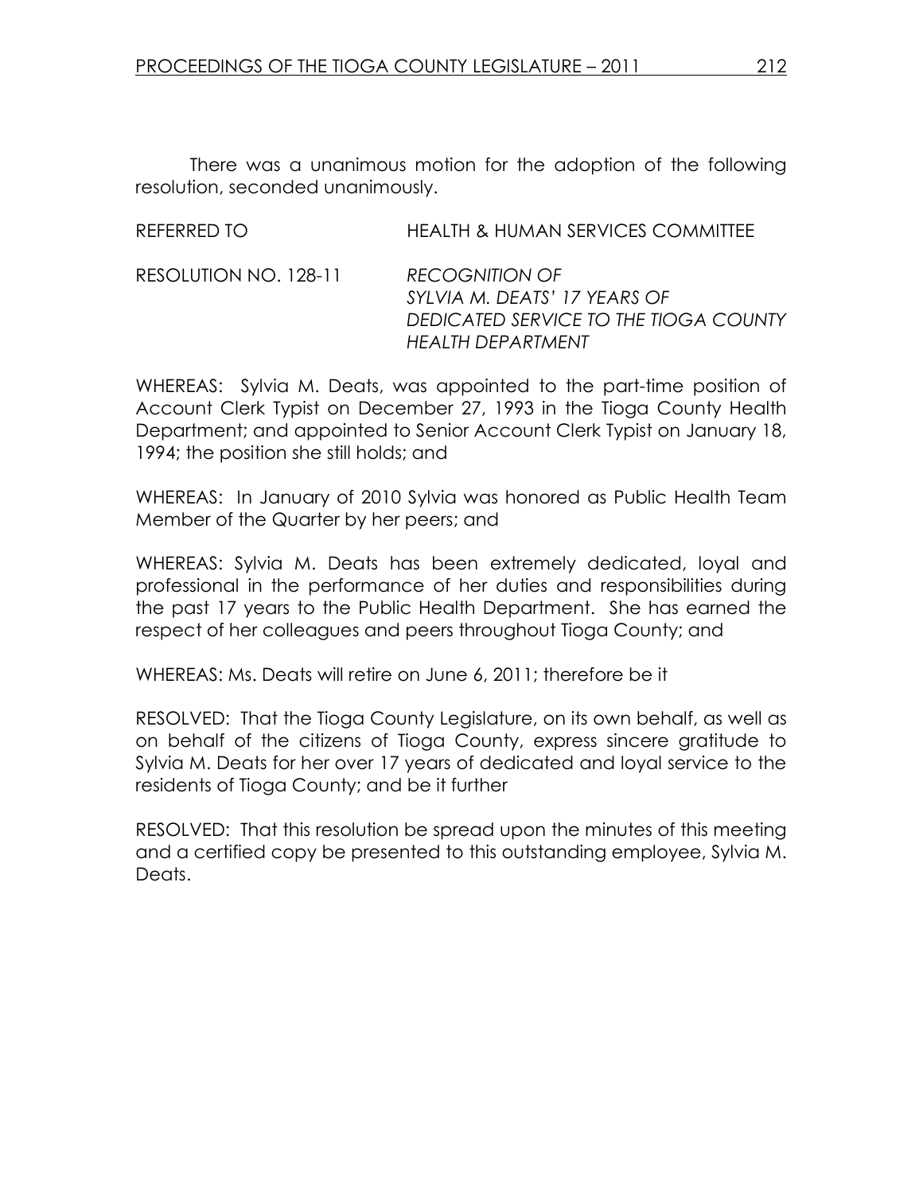There was a unanimous motion for the adoption of the following resolution, seconded unanimously.

REFERRED TO HEALTH & HUMAN SERVICES COMMITTEE

RESOLUTION NO. 128-11 *RECOGNITION OF SYLVIA M. DEATS' 17 YEARS OF DEDICATED SERVICE TO THE TIOGA COUNTY HEALTH DEPARTMENT*

WHEREAS: Sylvia M. Deats, was appointed to the part-time position of Account Clerk Typist on December 27, 1993 in the Tioga County Health Department; and appointed to Senior Account Clerk Typist on January 18, 1994; the position she still holds; and

WHEREAS: In January of 2010 Sylvia was honored as Public Health Team Member of the Quarter by her peers; and

WHEREAS: Sylvia M. Deats has been extremely dedicated, loyal and professional in the performance of her duties and responsibilities during the past 17 years to the Public Health Department. She has earned the respect of her colleagues and peers throughout Tioga County; and

WHEREAS: Ms. Deats will retire on June 6, 2011; therefore be it

RESOLVED: That the Tioga County Legislature, on its own behalf, as well as on behalf of the citizens of Tioga County, express sincere gratitude to Sylvia M. Deats for her over 17 years of dedicated and loyal service to the residents of Tioga County; and be it further

RESOLVED: That this resolution be spread upon the minutes of this meeting and a certified copy be presented to this outstanding employee, Sylvia M. Deats.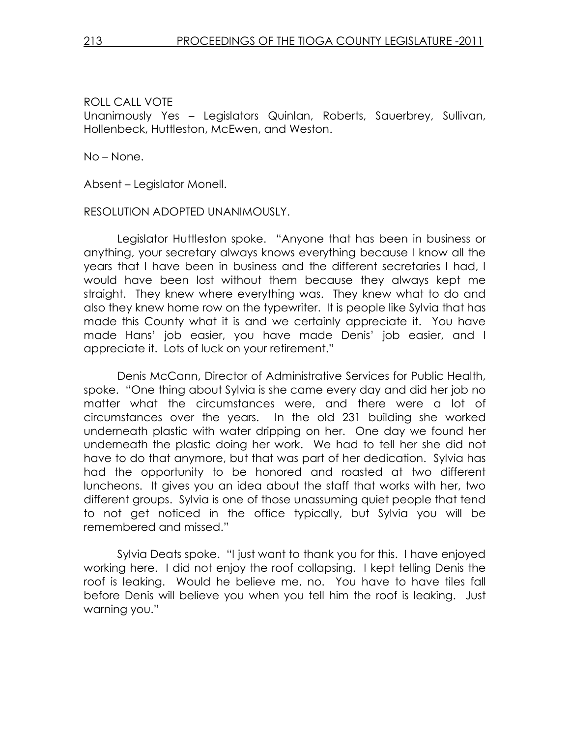ROLL CALL VOTE
Unanimously Yes – Legislators Quinlan, Roberts, Sauerbrey, Sullivan, Hollenbeck, Huttleston, McEwen, and Weston.

No – None.

Absent – Legislator Monell.

RESOLUTION ADOPTED UNANIMOUSLY.

Legislator Huttleston spoke. "Anyone that has been in business or anything, your secretary always knows everything because I know all the years that I have been in business and the different secretaries I had, I would have been lost without them because they always kept me straight. They knew where everything was. They knew what to do and also they knew home row on the typewriter. It is people like Sylvia that has made this County what it is and we certainly appreciate it. You have made Hans' job easier, you have made Denis' job easier, and I appreciate it. Lots of luck on your retirement."

Denis McCann, Director of Administrative Services for Public Health, spoke. "One thing about Sylvia is she came every day and did her job no matter what the circumstances were, and there were a lot of circumstances over the years. In the old 231 building she worked underneath plastic with water dripping on her. One day we found her underneath the plastic doing her work. We had to tell her she did not have to do that anymore, but that was part of her dedication. Sylvia has had the opportunity to be honored and roasted at two different luncheons. It gives you an idea about the staff that works with her, two different groups. Sylvia is one of those unassuming quiet people that tend to not get noticed in the office typically, but Sylvia you will be remembered and missed."

Sylvia Deats spoke. "I just want to thank you for this. I have enjoyed working here. I did not enjoy the roof collapsing. I kept telling Denis the roof is leaking. Would he believe me, no. You have to have tiles fall before Denis will believe you when you tell him the roof is leaking. Just warning you."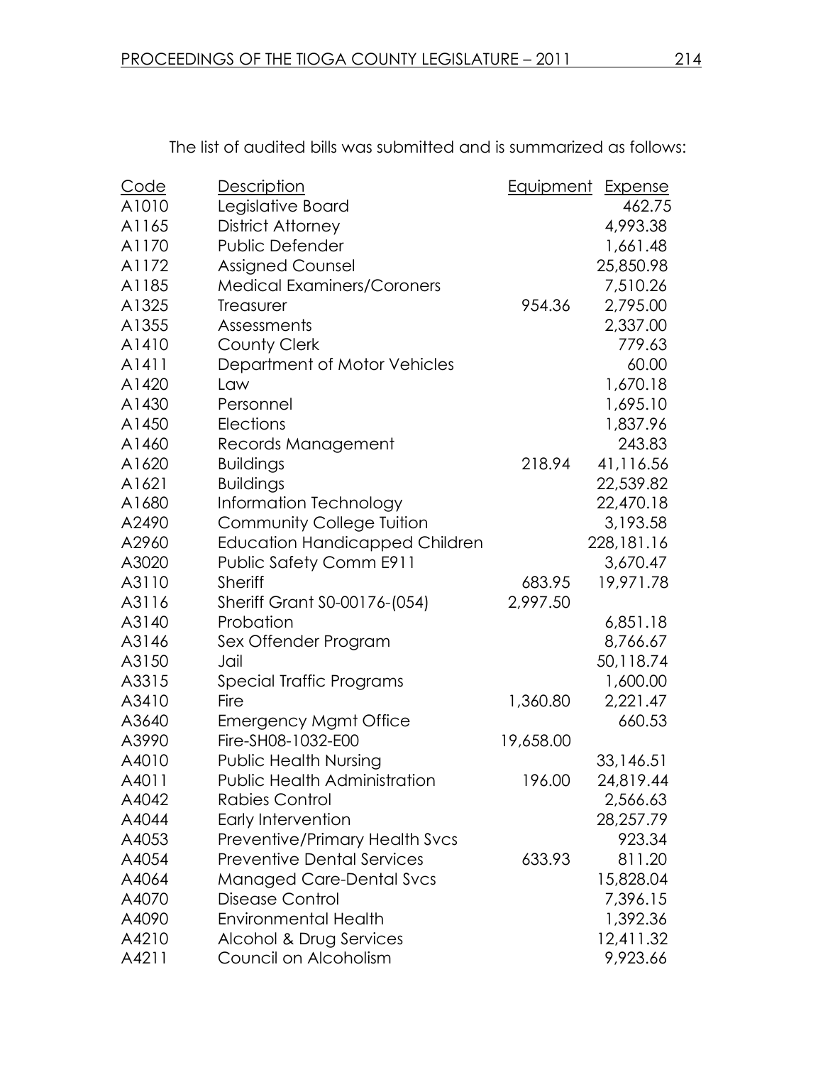The list of audited bills was submitted and is summarized as follows:

| Code | Description | Equipment | Expense |
|---|---|---|---|
| A1010 | Legislative Board | | 462.75 |
| A1165 | District Attorney | | 4,993.38 |
| A1170 | Public Defender | | 1,661.48 |
| A1172 | Assigned Counsel | | 25,850.98 |
| A1185 | Medical Examiners/Coroners | | 7,510.26 |
| A1325 | Treasurer | 954.36 | 2,795.00 |
| A1355 | Assessments | | 2,337.00 |
| A1410 | County Clerk | | 779.63 |
| A1411 | Department of Motor Vehicles | | 60.00 |
| A1420 | Law | | 1,670.18 |
| A1430 | Personnel | | 1,695.10 |
| A1450 | Elections | | 1,837.96 |
| A1460 | Records Management | | 243.83 |
| A1620 | Buildings | 218.94 | 41,116.56 |
| A1621 | Buildings | | 22,539.82 |
| A1680 | Information Technology | | 22,470.18 |
| A2490 | Community College Tuition | | 3,193.58 |
| A2960 | Education Handicapped Children | | 228,181.16 |
| A3020 | Public Safety Comm E911 | | 3,670.47 |
| A3110 | Sheriff | 683.95 | 19,971.78 |
| A3116 | Sheriff Grant S0-00176-(054) | 2,997.50 | |
| A3140 | Probation | | 6,851.18 |
| A3146 | Sex Offender Program | | 8,766.67 |
| A3150 | Jail | | 50,118.74 |
| A3315 | Special Traffic Programs | | 1,600.00 |
| A3410 | Fire | 1,360.80 | 2,221.47 |
| A3640 | Emergency Mgmt Office | | 660.53 |
| A3990 | Fire-SH08-1032-E00 | 19,658.00 | |
| A4010 | Public Health Nursing | | 33,146.51 |
| A4011 | Public Health Administration | 196.00 | 24,819.44 |
| A4042 | Rabies Control | | 2,566.63 |
| A4044 | Early Intervention | | 28,257.79 |
| A4053 | Preventive/Primary Health Svcs | | 923.34 |
| A4054 | Preventive Dental Services | 633.93 | 811.20 |
| A4064 | Managed Care-Dental Svcs | | 15,828.04 |
| A4070 | Disease Control | | 7,396.15 |
| A4090 | Environmental Health | | 1,392.36 |
| A4210 | Alcohol & Drug Services | | 12,411.32 |
| A4211 | Council on Alcoholism | | 9,923.66 |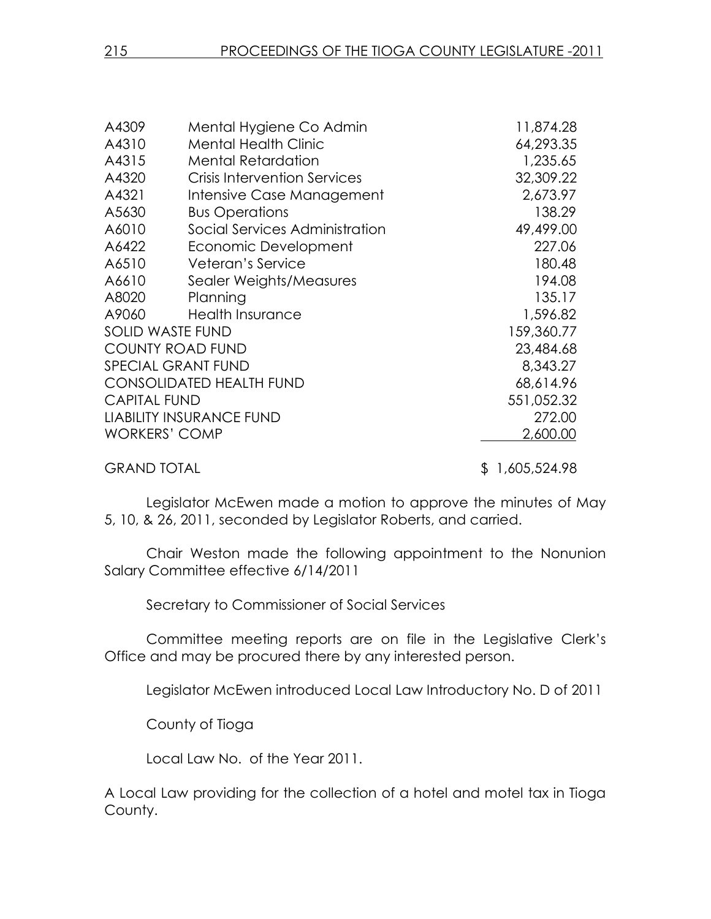| | | |
|---|---|---|
| A4309 | Mental Hygiene Co Admin | 11,874.28 |
| A4310 | Mental Health Clinic | 64,293.35 |
| A4315 | Mental Retardation | 1,235.65 |
| A4320 | Crisis Intervention Services | 32,309.22 |
| A4321 | Intensive Case Management | 2,673.97 |
| A5630 | Bus Operations | 138.29 |
| A6010 | Social Services Administration | 49,499.00 |
| A6422 | Economic Development | 227.06 |
| A6510 | Veteran's Service | 180.48 |
| A6610 | Sealer Weights/Measures | 194.08 |
| A8020 | Planning | 135.17 |
| A9060 | Health Insurance | 1,596.82 |
| SOLID WASTE FUND | | 159,360.77 |
| COUNTY ROAD FUND | | 23,484.68 |
| SPECIAL GRANT FUND | | 8,343.27 |
| CONSOLIDATED HEALTH FUND | | 68,614.96 |
| CAPITAL FUND | | 551,052.32 |
| LIABILITY INSURANCE FUND | | 272.00 |
| WORKERS' COMP | | 2,600.00 |
| GRAND TOTAL | | $ 1,605,524.98 |

Legislator McEwen made a motion to approve the minutes of May 5, 10, & 26, 2011, seconded by Legislator Roberts, and carried.

Chair Weston made the following appointment to the Nonunion Salary Committee effective 6/14/2011

Secretary to Commissioner of Social Services

Committee meeting reports are on file in the Legislative Clerk's Office and may be procured there by any interested person.

Legislator McEwen introduced Local Law Introductory No. D of 2011

County of Tioga

Local Law No. of the Year 2011.

A Local Law providing for the collection of a hotel and motel tax in Tioga County.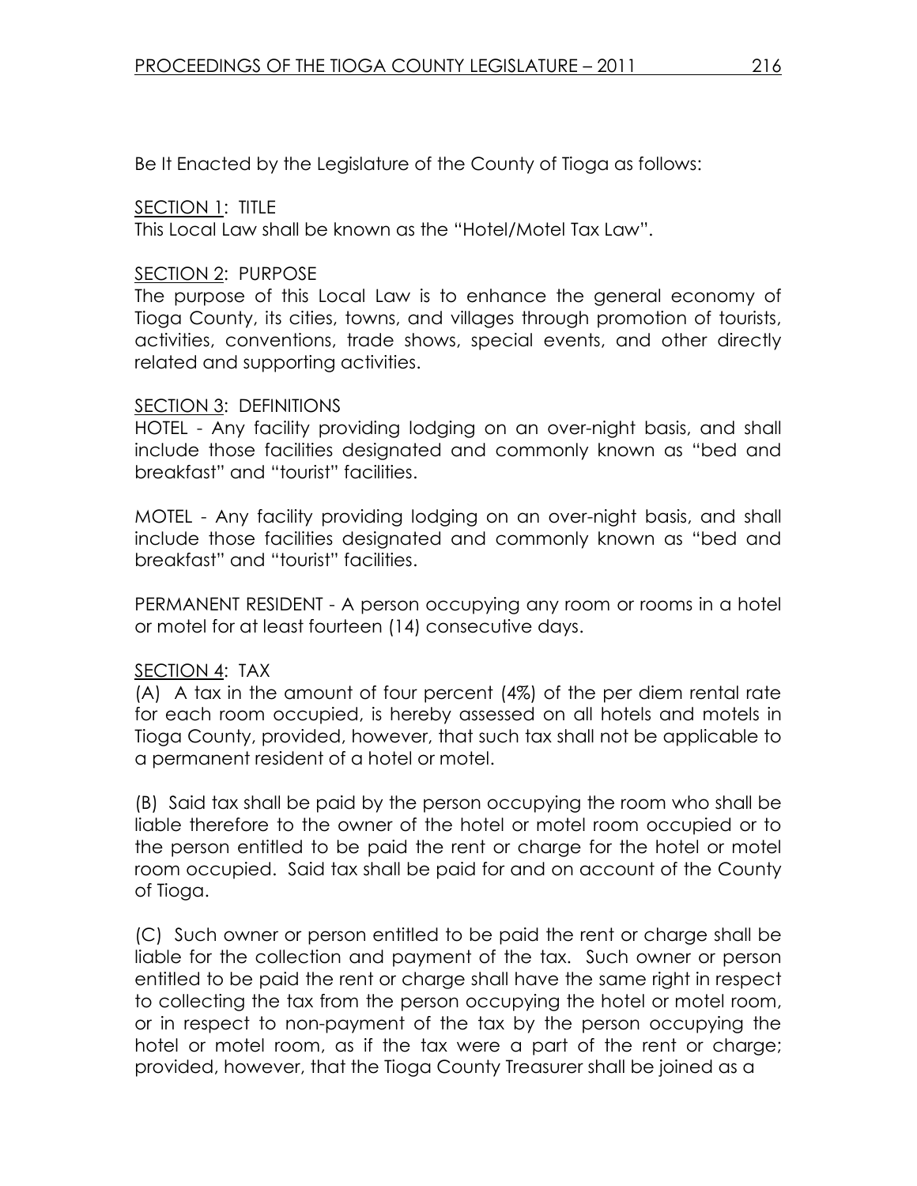Be It Enacted by the Legislature of the County of Tioga as follows:

SECTION 1: TITLE
This Local Law shall be known as the "Hotel/Motel Tax Law".

SECTION 2: PURPOSE
The purpose of this Local Law is to enhance the general economy of Tioga County, its cities, towns, and villages through promotion of tourists, activities, conventions, trade shows, special events, and other directly related and supporting activities.

SECTION 3: DEFINITIONS
HOTEL - Any facility providing lodging on an over-night basis, and shall include those facilities designated and commonly known as "bed and breakfast" and "tourist" facilities.

MOTEL - Any facility providing lodging on an over-night basis, and shall include those facilities designated and commonly known as "bed and breakfast" and "tourist" facilities.

PERMANENT RESIDENT - A person occupying any room or rooms in a hotel or motel for at least fourteen (14) consecutive days.

SECTION 4: TAX
(A) A tax in the amount of four percent (4%) of the per diem rental rate for each room occupied, is hereby assessed on all hotels and motels in Tioga County, provided, however, that such tax shall not be applicable to a permanent resident of a hotel or motel.

(B) Said tax shall be paid by the person occupying the room who shall be liable therefore to the owner of the hotel or motel room occupied or to the person entitled to be paid the rent or charge for the hotel or motel room occupied. Said tax shall be paid for and on account of the County of Tioga.

(C) Such owner or person entitled to be paid the rent or charge shall be liable for the collection and payment of the tax. Such owner or person entitled to be paid the rent or charge shall have the same right in respect to collecting the tax from the person occupying the hotel or motel room, or in respect to non-payment of the tax by the person occupying the hotel or motel room, as if the tax were a part of the rent or charge; provided, however, that the Tioga County Treasurer shall be joined as a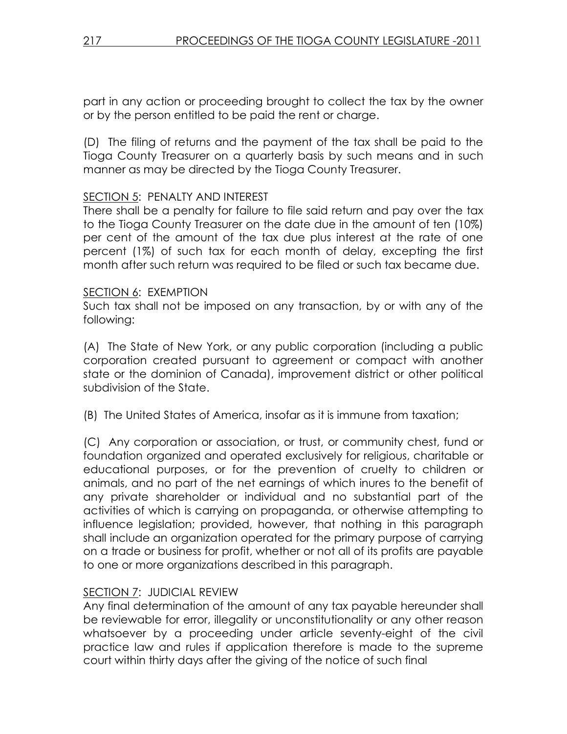part in any action or proceeding brought to collect the tax by the owner or by the person entitled to be paid the rent or charge.

(D) The filing of returns and the payment of the tax shall be paid to the Tioga County Treasurer on a quarterly basis by such means and in such manner as may be directed by the Tioga County Treasurer.

SECTION 5: PENALTY AND INTEREST
There shall be a penalty for failure to file said return and pay over the tax to the Tioga County Treasurer on the date due in the amount of ten (10%) per cent of the amount of the tax due plus interest at the rate of one percent (1%) of such tax for each month of delay, excepting the first month after such return was required to be filed or such tax became due.

SECTION 6: EXEMPTION
Such tax shall not be imposed on any transaction, by or with any of the following:

(A) The State of New York, or any public corporation (including a public corporation created pursuant to agreement or compact with another state or the dominion of Canada), improvement district or other political subdivision of the State.

(B) The United States of America, insofar as it is immune from taxation;

(C) Any corporation or association, or trust, or community chest, fund or foundation organized and operated exclusively for religious, charitable or educational purposes, or for the prevention of cruelty to children or animals, and no part of the net earnings of which inures to the benefit of any private shareholder or individual and no substantial part of the activities of which is carrying on propaganda, or otherwise attempting to influence legislation; provided, however, that nothing in this paragraph shall include an organization operated for the primary purpose of carrying on a trade or business for profit, whether or not all of its profits are payable to one or more organizations described in this paragraph.

SECTION 7: JUDICIAL REVIEW
Any final determination of the amount of any tax payable hereunder shall be reviewable for error, illegality or unconstitutionality or any other reason whatsoever by a proceeding under article seventy-eight of the civil practice law and rules if application therefore is made to the supreme court within thirty days after the giving of the notice of such final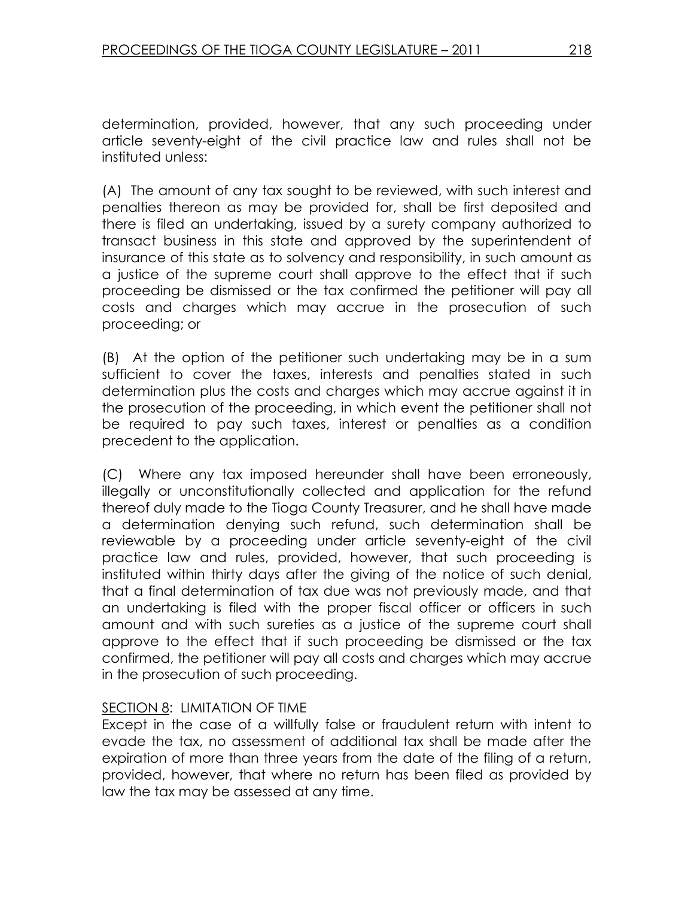determination, provided, however, that any such proceeding under article seventy-eight of the civil practice law and rules shall not be instituted unless:

(A) The amount of any tax sought to be reviewed, with such interest and penalties thereon as may be provided for, shall be first deposited and there is filed an undertaking, issued by a surety company authorized to transact business in this state and approved by the superintendent of insurance of this state as to solvency and responsibility, in such amount as a justice of the supreme court shall approve to the effect that if such proceeding be dismissed or the tax confirmed the petitioner will pay all costs and charges which may accrue in the prosecution of such proceeding; or

(B) At the option of the petitioner such undertaking may be in a sum sufficient to cover the taxes, interests and penalties stated in such determination plus the costs and charges which may accrue against it in the prosecution of the proceeding, in which event the petitioner shall not be required to pay such taxes, interest or penalties as a condition precedent to the application.

(C) Where any tax imposed hereunder shall have been erroneously, illegally or unconstitutionally collected and application for the refund thereof duly made to the Tioga County Treasurer, and he shall have made a determination denying such refund, such determination shall be reviewable by a proceeding under article seventy-eight of the civil practice law and rules, provided, however, that such proceeding is instituted within thirty days after the giving of the notice of such denial, that a final determination of tax due was not previously made, and that an undertaking is filed with the proper fiscal officer or officers in such amount and with such sureties as a justice of the supreme court shall approve to the effect that if such proceeding be dismissed or the tax confirmed, the petitioner will pay all costs and charges which may accrue in the prosecution of such proceeding.

SECTION 8: LIMITATION OF TIME

Except in the case of a willfully false or fraudulent return with intent to evade the tax, no assessment of additional tax shall be made after the expiration of more than three years from the date of the filing of a return, provided, however, that where no return has been filed as provided by law the tax may be assessed at any time.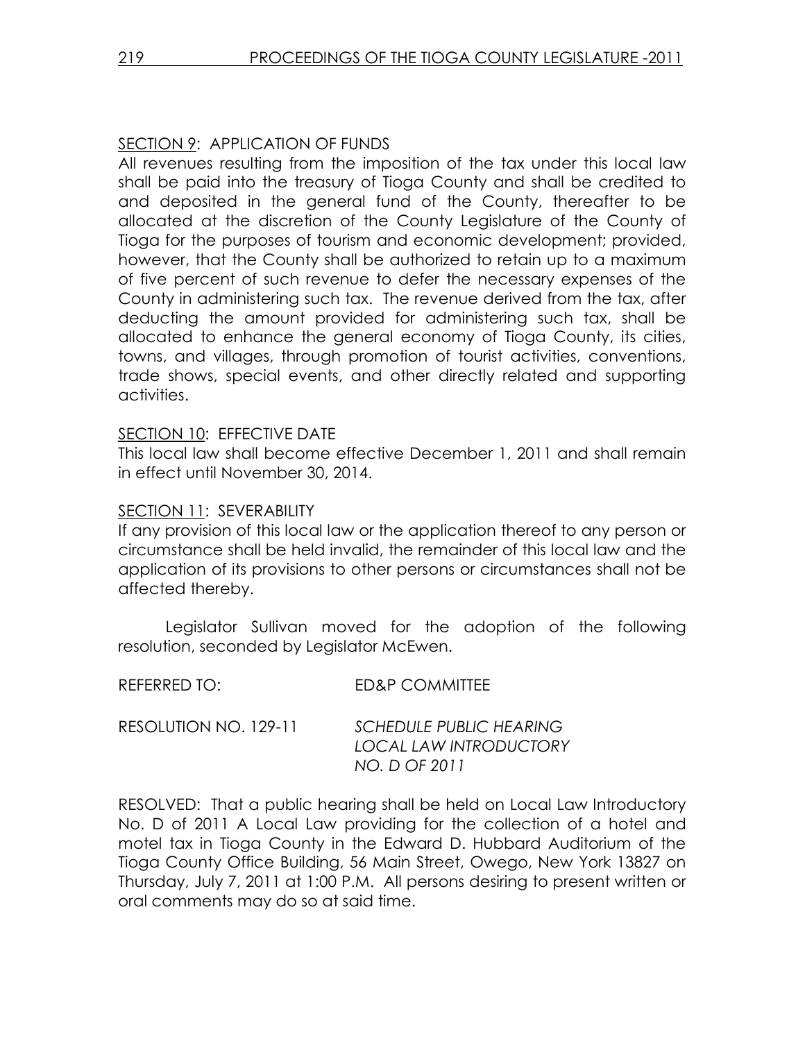SECTION 9: APPLICATION OF FUNDS

All revenues resulting from the imposition of the tax under this local law shall be paid into the treasury of Tioga County and shall be credited to and deposited in the general fund of the County, thereafter to be allocated at the discretion of the County Legislature of the County of Tioga for the purposes of tourism and economic development; provided, however, that the County shall be authorized to retain up to a maximum of five percent of such revenue to defer the necessary expenses of the County in administering such tax. The revenue derived from the tax, after deducting the amount provided for administering such tax, shall be allocated to enhance the general economy of Tioga County, its cities, towns, and villages, through promotion of tourist activities, conventions, trade shows, special events, and other directly related and supporting activities.

SECTION 10: EFFECTIVE DATE

This local law shall become effective December 1, 2011 and shall remain in effect until November 30, 2014.

SECTION 11: SEVERABILITY

If any provision of this local law or the application thereof to any person or circumstance shall be held invalid, the remainder of this local law and the application of its provisions to other persons or circumstances shall not be affected thereby.

Legislator Sullivan moved for the adoption of the following resolution, seconded by Legislator McEwen.

REFERRED TO: ED&P COMMITTEE

RESOLUTION NO. 129-11 *SCHEDULE PUBLIC HEARING LOCAL LAW INTRODUCTORY NO. D OF 2011*

RESOLVED: That a public hearing shall be held on Local Law Introductory No. D of 2011 A Local Law providing for the collection of a hotel and motel tax in Tioga County in the Edward D. Hubbard Auditorium of the Tioga County Office Building, 56 Main Street, Owego, New York 13827 on Thursday, July 7, 2011 at 1:00 P.M. All persons desiring to present written or oral comments may do so at said time.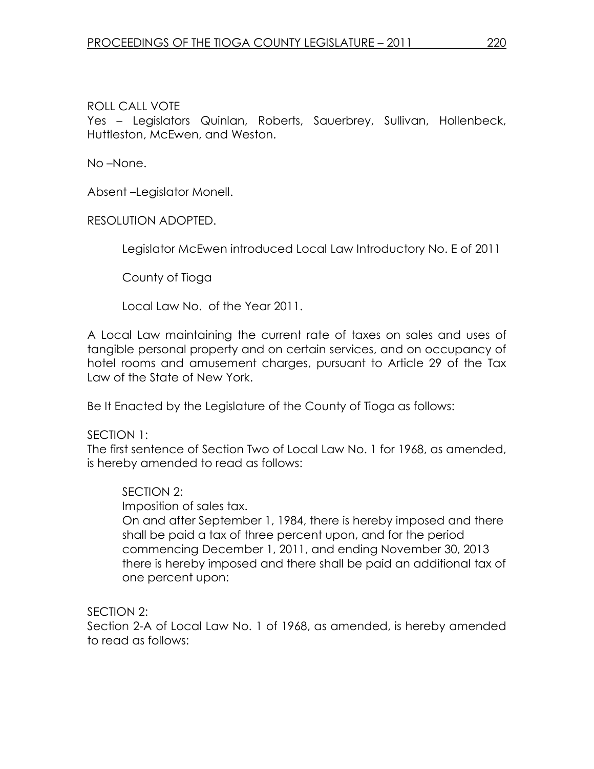ROLL CALL VOTE
Yes – Legislators Quinlan, Roberts, Sauerbrey, Sullivan, Hollenbeck, Huttleston, McEwen, and Weston.

No –None.

Absent –Legislator Monell.

RESOLUTION ADOPTED.

Legislator McEwen introduced Local Law Introductory No. E of 2011

County of Tioga

Local Law No.  of the Year 2011.

A Local Law maintaining the current rate of taxes on sales and uses of tangible personal property and on certain services, and on occupancy of hotel rooms and amusement charges, pursuant to Article 29 of the Tax Law of the State of New York.

Be It Enacted by the Legislature of the County of Tioga as follows:

SECTION 1:
The first sentence of Section Two of Local Law No. 1 for 1968, as amended, is hereby amended to read as follows:

> SECTION 2:
> Imposition of sales tax.
> On and after September 1, 1984, there is hereby imposed and there shall be paid a tax of three percent upon, and for the period commencing December 1, 2011, and ending November 30, 2013 there is hereby imposed and there shall be paid an additional tax of one percent upon:

SECTION 2:
Section 2-A of Local Law No. 1 of 1968, as amended, is hereby amended to read as follows: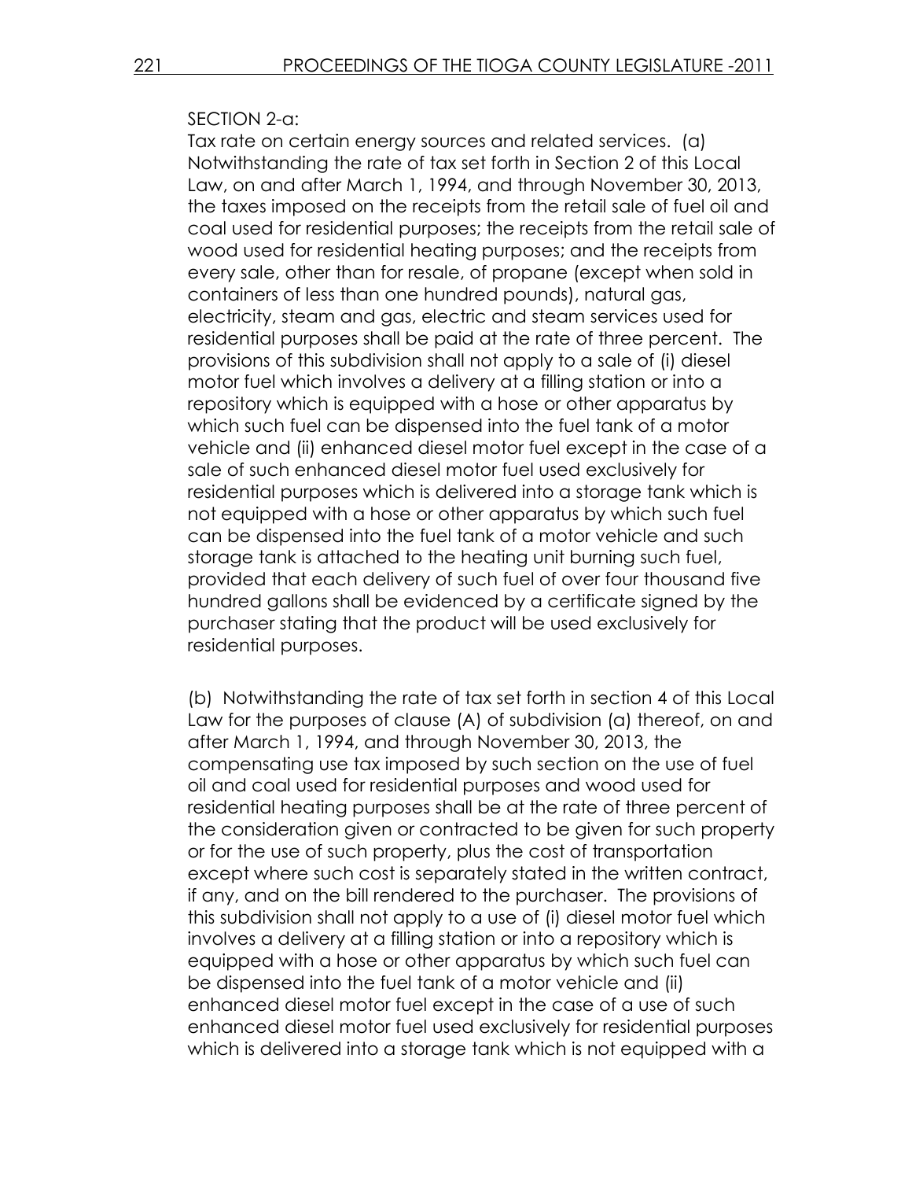SECTION 2-a:

Tax rate on certain energy sources and related services. (a) Notwithstanding the rate of tax set forth in Section 2 of this Local Law, on and after March 1, 1994, and through November 30, 2013, the taxes imposed on the receipts from the retail sale of fuel oil and coal used for residential purposes; the receipts from the retail sale of wood used for residential heating purposes; and the receipts from every sale, other than for resale, of propane (except when sold in containers of less than one hundred pounds), natural gas, electricity, steam and gas, electric and steam services used for residential purposes shall be paid at the rate of three percent. The provisions of this subdivision shall not apply to a sale of (i) diesel motor fuel which involves a delivery at a filling station or into a repository which is equipped with a hose or other apparatus by which such fuel can be dispensed into the fuel tank of a motor vehicle and (ii) enhanced diesel motor fuel except in the case of a sale of such enhanced diesel motor fuel used exclusively for residential purposes which is delivered into a storage tank which is not equipped with a hose or other apparatus by which such fuel can be dispensed into the fuel tank of a motor vehicle and such storage tank is attached to the heating unit burning such fuel, provided that each delivery of such fuel of over four thousand five hundred gallons shall be evidenced by a certificate signed by the purchaser stating that the product will be used exclusively for residential purposes.

(b) Notwithstanding the rate of tax set forth in section 4 of this Local Law for the purposes of clause (A) of subdivision (a) thereof, on and after March 1, 1994, and through November 30, 2013, the compensating use tax imposed by such section on the use of fuel oil and coal used for residential purposes and wood used for residential heating purposes shall be at the rate of three percent of the consideration given or contracted to be given for such property or for the use of such property, plus the cost of transportation except where such cost is separately stated in the written contract, if any, and on the bill rendered to the purchaser. The provisions of this subdivision shall not apply to a use of (i) diesel motor fuel which involves a delivery at a filling station or into a repository which is equipped with a hose or other apparatus by which such fuel can be dispensed into the fuel tank of a motor vehicle and (ii) enhanced diesel motor fuel except in the case of a use of such enhanced diesel motor fuel used exclusively for residential purposes which is delivered into a storage tank which is not equipped with a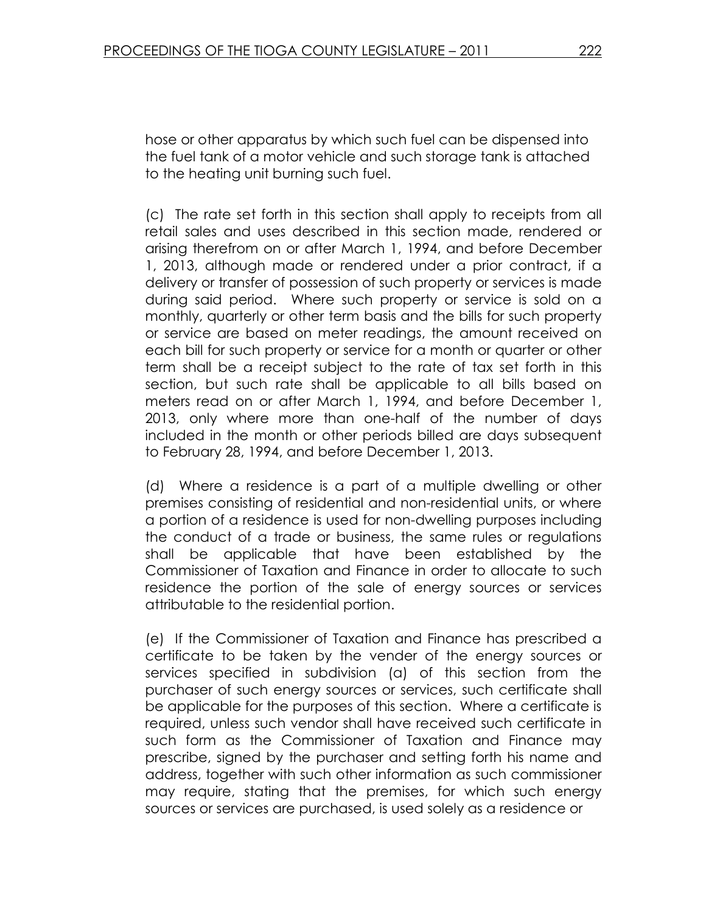hose or other apparatus by which such fuel can be dispensed into the fuel tank of a motor vehicle and such storage tank is attached to the heating unit burning such fuel.

(c) The rate set forth in this section shall apply to receipts from all retail sales and uses described in this section made, rendered or arising therefrom on or after March 1, 1994, and before December 1, 2013, although made or rendered under a prior contract, if a delivery or transfer of possession of such property or services is made during said period. Where such property or service is sold on a monthly, quarterly or other term basis and the bills for such property or service are based on meter readings, the amount received on each bill for such property or service for a month or quarter or other term shall be a receipt subject to the rate of tax set forth in this section, but such rate shall be applicable to all bills based on meters read on or after March 1, 1994, and before December 1, 2013, only where more than one-half of the number of days included in the month or other periods billed are days subsequent to February 28, 1994, and before December 1, 2013.

(d) Where a residence is a part of a multiple dwelling or other premises consisting of residential and non-residential units, or where a portion of a residence is used for non-dwelling purposes including the conduct of a trade or business, the same rules or regulations shall be applicable that have been established by the Commissioner of Taxation and Finance in order to allocate to such residence the portion of the sale of energy sources or services attributable to the residential portion.

(e) If the Commissioner of Taxation and Finance has prescribed a certificate to be taken by the vender of the energy sources or services specified in subdivision (a) of this section from the purchaser of such energy sources or services, such certificate shall be applicable for the purposes of this section. Where a certificate is required, unless such vendor shall have received such certificate in such form as the Commissioner of Taxation and Finance may prescribe, signed by the purchaser and setting forth his name and address, together with such other information as such commissioner may require, stating that the premises, for which such energy sources or services are purchased, is used solely as a residence or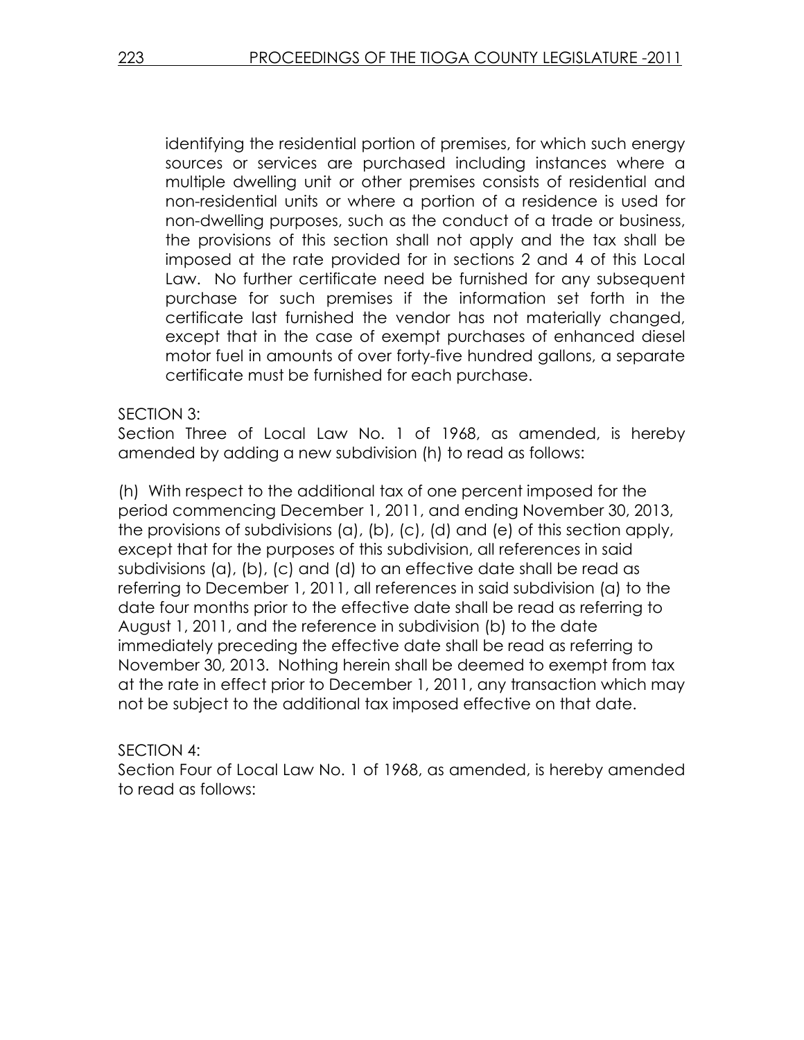identifying the residential portion of premises, for which such energy sources or services are purchased including instances where a multiple dwelling unit or other premises consists of residential and non-residential units or where a portion of a residence is used for non-dwelling purposes, such as the conduct of a trade or business, the provisions of this section shall not apply and the tax shall be imposed at the rate provided for in sections 2 and 4 of this Local Law. No further certificate need be furnished for any subsequent purchase for such premises if the information set forth in the certificate last furnished the vendor has not materially changed, except that in the case of exempt purchases of enhanced diesel motor fuel in amounts of over forty-five hundred gallons, a separate certificate must be furnished for each purchase.

SECTION 3:
Section Three of Local Law No. 1 of 1968, as amended, is hereby amended by adding a new subdivision (h) to read as follows:

(h) With respect to the additional tax of one percent imposed for the period commencing December 1, 2011, and ending November 30, 2013, the provisions of subdivisions (a), (b), (c), (d) and (e) of this section apply, except that for the purposes of this subdivision, all references in said subdivisions (a), (b), (c) and (d) to an effective date shall be read as referring to December 1, 2011, all references in said subdivision (a) to the date four months prior to the effective date shall be read as referring to August 1, 2011, and the reference in subdivision (b) to the date immediately preceding the effective date shall be read as referring to November 30, 2013. Nothing herein shall be deemed to exempt from tax at the rate in effect prior to December 1, 2011, any transaction which may not be subject to the additional tax imposed effective on that date.

SECTION 4:
Section Four of Local Law No. 1 of 1968, as amended, is hereby amended to read as follows: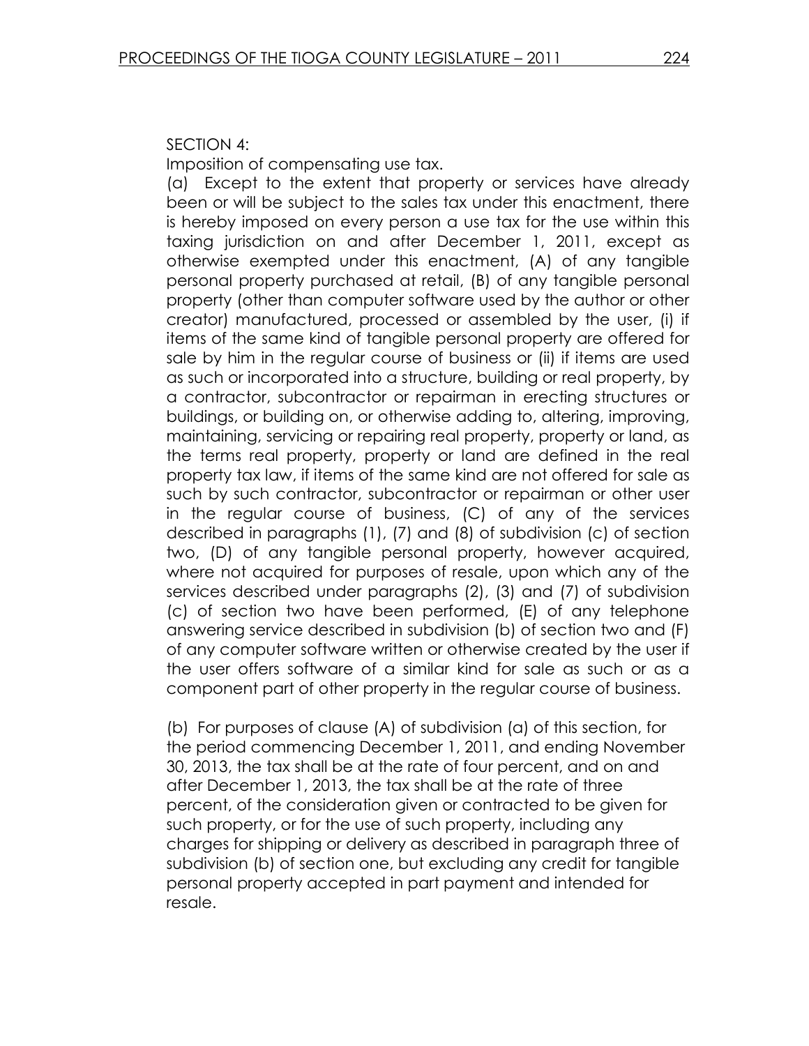SECTION 4:

Imposition of compensating use tax.

(a) Except to the extent that property or services have already been or will be subject to the sales tax under this enactment, there is hereby imposed on every person a use tax for the use within this taxing jurisdiction on and after December 1, 2011, except as otherwise exempted under this enactment, (A) of any tangible personal property purchased at retail, (B) of any tangible personal property (other than computer software used by the author or other creator) manufactured, processed or assembled by the user, (i) if items of the same kind of tangible personal property are offered for sale by him in the regular course of business or (ii) if items are used as such or incorporated into a structure, building or real property, by a contractor, subcontractor or repairman in erecting structures or buildings, or building on, or otherwise adding to, altering, improving, maintaining, servicing or repairing real property, property or land, as the terms real property, property or land are defined in the real property tax law, if items of the same kind are not offered for sale as such by such contractor, subcontractor or repairman or other user in the regular course of business, (C) of any of the services described in paragraphs (1), (7) and (8) of subdivision (c) of section two, (D) of any tangible personal property, however acquired, where not acquired for purposes of resale, upon which any of the services described under paragraphs (2), (3) and (7) of subdivision (c) of section two have been performed, (E) of any telephone answering service described in subdivision (b) of section two and (F) of any computer software written or otherwise created by the user if the user offers software of a similar kind for sale as such or as a component part of other property in the regular course of business.

(b) For purposes of clause (A) of subdivision (a) of this section, for the period commencing December 1, 2011, and ending November 30, 2013, the tax shall be at the rate of four percent, and on and after December 1, 2013, the tax shall be at the rate of three percent, of the consideration given or contracted to be given for such property, or for the use of such property, including any charges for shipping or delivery as described in paragraph three of subdivision (b) of section one, but excluding any credit for tangible personal property accepted in part payment and intended for resale.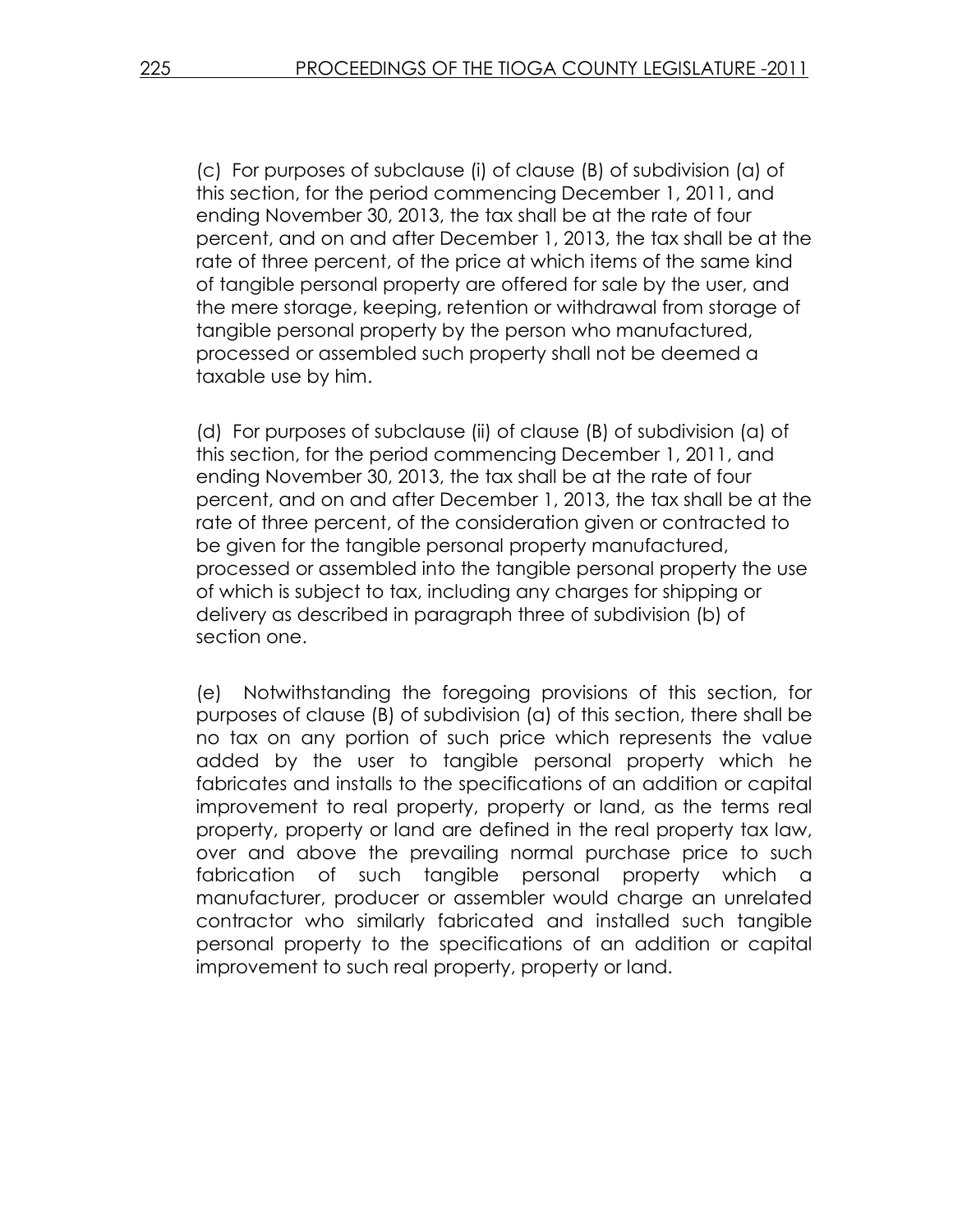(c) For purposes of subclause (i) of clause (B) of subdivision (a) of this section, for the period commencing December 1, 2011, and ending November 30, 2013, the tax shall be at the rate of four percent, and on and after December 1, 2013, the tax shall be at the rate of three percent, of the price at which items of the same kind of tangible personal property are offered for sale by the user, and the mere storage, keeping, retention or withdrawal from storage of tangible personal property by the person who manufactured, processed or assembled such property shall not be deemed a taxable use by him.

(d) For purposes of subclause (ii) of clause (B) of subdivision (a) of this section, for the period commencing December 1, 2011, and ending November 30, 2013, the tax shall be at the rate of four percent, and on and after December 1, 2013, the tax shall be at the rate of three percent, of the consideration given or contracted to be given for the tangible personal property manufactured, processed or assembled into the tangible personal property the use of which is subject to tax, including any charges for shipping or delivery as described in paragraph three of subdivision (b) of section one.

(e) Notwithstanding the foregoing provisions of this section, for purposes of clause (B) of subdivision (a) of this section, there shall be no tax on any portion of such price which represents the value added by the user to tangible personal property which he fabricates and installs to the specifications of an addition or capital improvement to real property, property or land, as the terms real property, property or land are defined in the real property tax law, over and above the prevailing normal purchase price to such fabrication of such tangible personal property which a manufacturer, producer or assembler would charge an unrelated contractor who similarly fabricated and installed such tangible personal property to the specifications of an addition or capital improvement to such real property, property or land.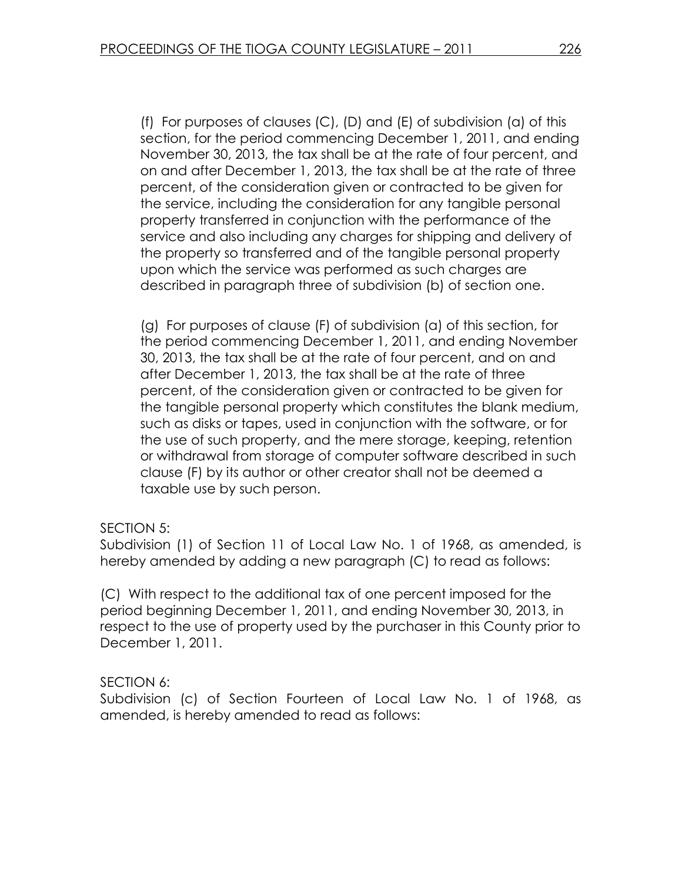(f) For purposes of clauses (C), (D) and (E) of subdivision (a) of this section, for the period commencing December 1, 2011, and ending November 30, 2013, the tax shall be at the rate of four percent, and on and after December 1, 2013, the tax shall be at the rate of three percent, of the consideration given or contracted to be given for the service, including the consideration for any tangible personal property transferred in conjunction with the performance of the service and also including any charges for shipping and delivery of the property so transferred and of the tangible personal property upon which the service was performed as such charges are described in paragraph three of subdivision (b) of section one.

(g) For purposes of clause (F) of subdivision (a) of this section, for the period commencing December 1, 2011, and ending November 30, 2013, the tax shall be at the rate of four percent, and on and after December 1, 2013, the tax shall be at the rate of three percent, of the consideration given or contracted to be given for the tangible personal property which constitutes the blank medium, such as disks or tapes, used in conjunction with the software, or for the use of such property, and the mere storage, keeping, retention or withdrawal from storage of computer software described in such clause (F) by its author or other creator shall not be deemed a taxable use by such person.

SECTION 5:
Subdivision (1) of Section 11 of Local Law No. 1 of 1968, as amended, is hereby amended by adding a new paragraph (C) to read as follows:

(C) With respect to the additional tax of one percent imposed for the period beginning December 1, 2011, and ending November 30, 2013, in respect to the use of property used by the purchaser in this County prior to December 1, 2011.

SECTION 6:
Subdivision (c) of Section Fourteen of Local Law No. 1 of 1968, as amended, is hereby amended to read as follows: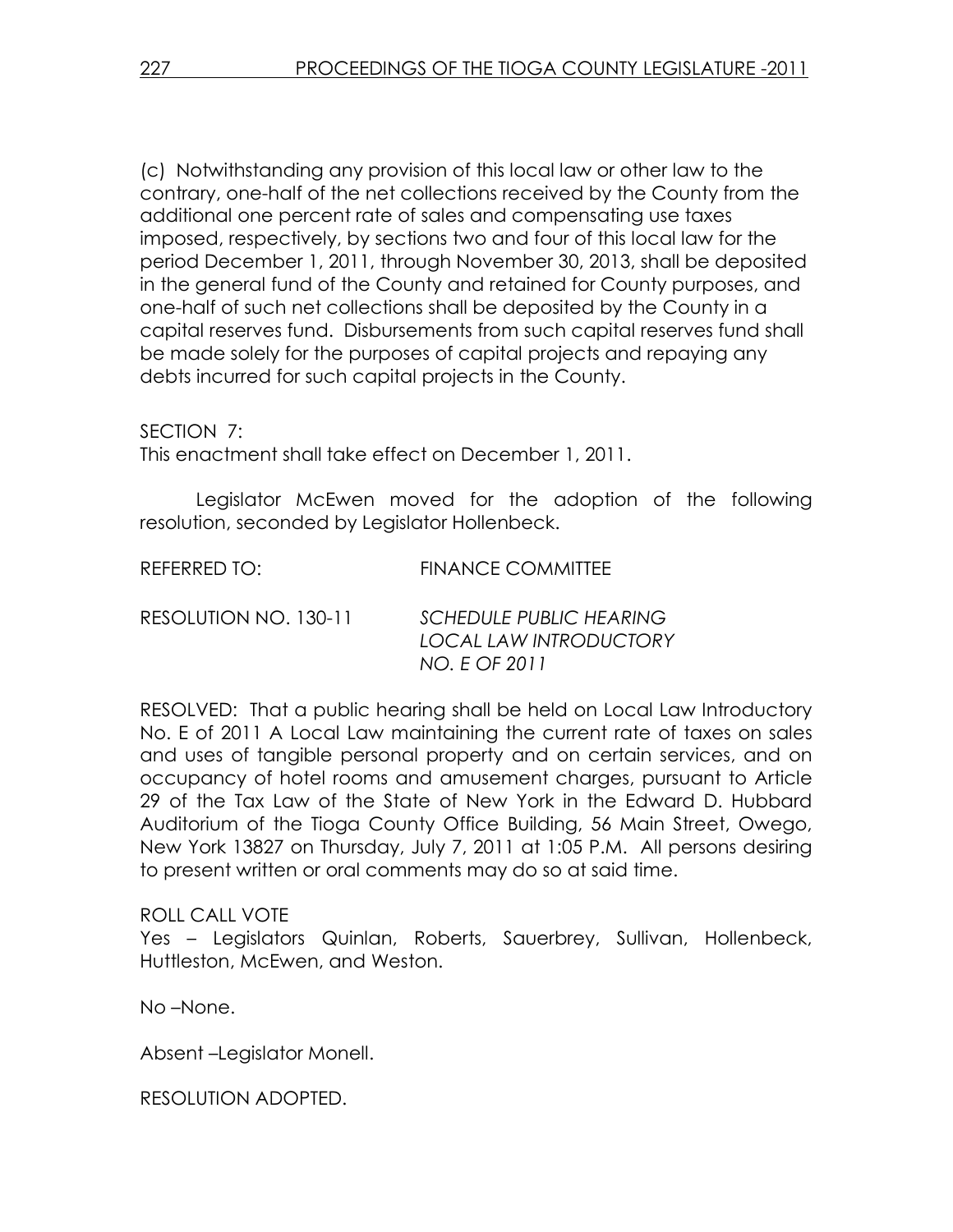(c) Notwithstanding any provision of this local law or other law to the contrary, one-half of the net collections received by the County from the additional one percent rate of sales and compensating use taxes imposed, respectively, by sections two and four of this local law for the period December 1, 2011, through November 30, 2013, shall be deposited in the general fund of the County and retained for County purposes, and one-half of such net collections shall be deposited by the County in a capital reserves fund. Disbursements from such capital reserves fund shall be made solely for the purposes of capital projects and repaying any debts incurred for such capital projects in the County.

SECTION 7:
This enactment shall take effect on December 1, 2011.

Legislator McEwen moved for the adoption of the following resolution, seconded by Legislator Hollenbeck.

REFERRED TO: FINANCE COMMITTEE

RESOLUTION NO. 130-11 *SCHEDULE PUBLIC HEARING LOCAL LAW INTRODUCTORY NO. E OF 2011*

RESOLVED: That a public hearing shall be held on Local Law Introductory No. E of 2011 A Local Law maintaining the current rate of taxes on sales and uses of tangible personal property and on certain services, and on occupancy of hotel rooms and amusement charges, pursuant to Article 29 of the Tax Law of the State of New York in the Edward D. Hubbard Auditorium of the Tioga County Office Building, 56 Main Street, Owego, New York 13827 on Thursday, July 7, 2011 at 1:05 P.M. All persons desiring to present written or oral comments may do so at said time.

ROLL CALL VOTE
Yes – Legislators Quinlan, Roberts, Sauerbrey, Sullivan, Hollenbeck, Huttleston, McEwen, and Weston.

No –None.

Absent –Legislator Monell.

RESOLUTION ADOPTED.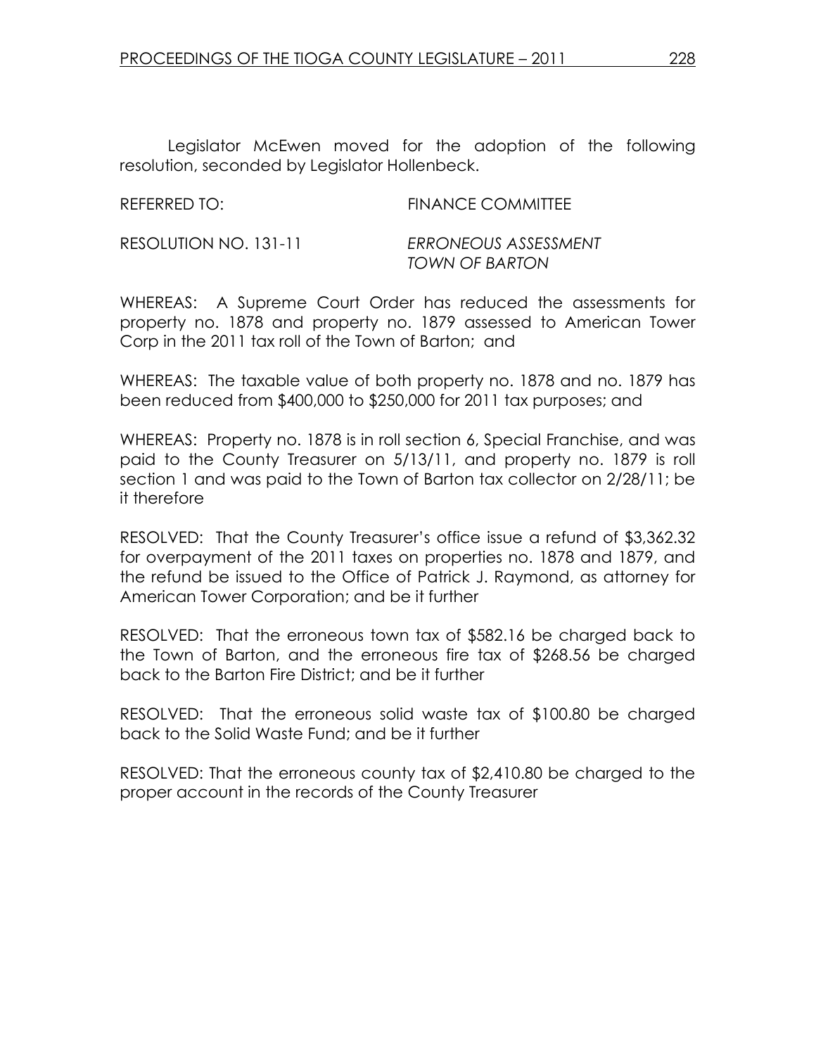Legislator McEwen moved for the adoption of the following resolution, seconded by Legislator Hollenbeck.

REFERRED TO: FINANCE COMMITTEE

RESOLUTION NO. 131-11 *ERRONEOUS ASSESSMENT TOWN OF BARTON*

WHEREAS: A Supreme Court Order has reduced the assessments for property no. 1878 and property no. 1879 assessed to American Tower Corp in the 2011 tax roll of the Town of Barton; and

WHEREAS: The taxable value of both property no. 1878 and no. 1879 has been reduced from $400,000 to $250,000 for 2011 tax purposes; and

WHEREAS: Property no. 1878 is in roll section 6, Special Franchise, and was paid to the County Treasurer on 5/13/11, and property no. 1879 is roll section 1 and was paid to the Town of Barton tax collector on 2/28/11; be it therefore

RESOLVED: That the County Treasurer's office issue a refund of $3,362.32 for overpayment of the 2011 taxes on properties no. 1878 and 1879, and the refund be issued to the Office of Patrick J. Raymond, as attorney for American Tower Corporation; and be it further

RESOLVED: That the erroneous town tax of $582.16 be charged back to the Town of Barton, and the erroneous fire tax of $268.56 be charged back to the Barton Fire District; and be it further

RESOLVED: That the erroneous solid waste tax of $100.80 be charged back to the Solid Waste Fund; and be it further

RESOLVED: That the erroneous county tax of $2,410.80 be charged to the proper account in the records of the County Treasurer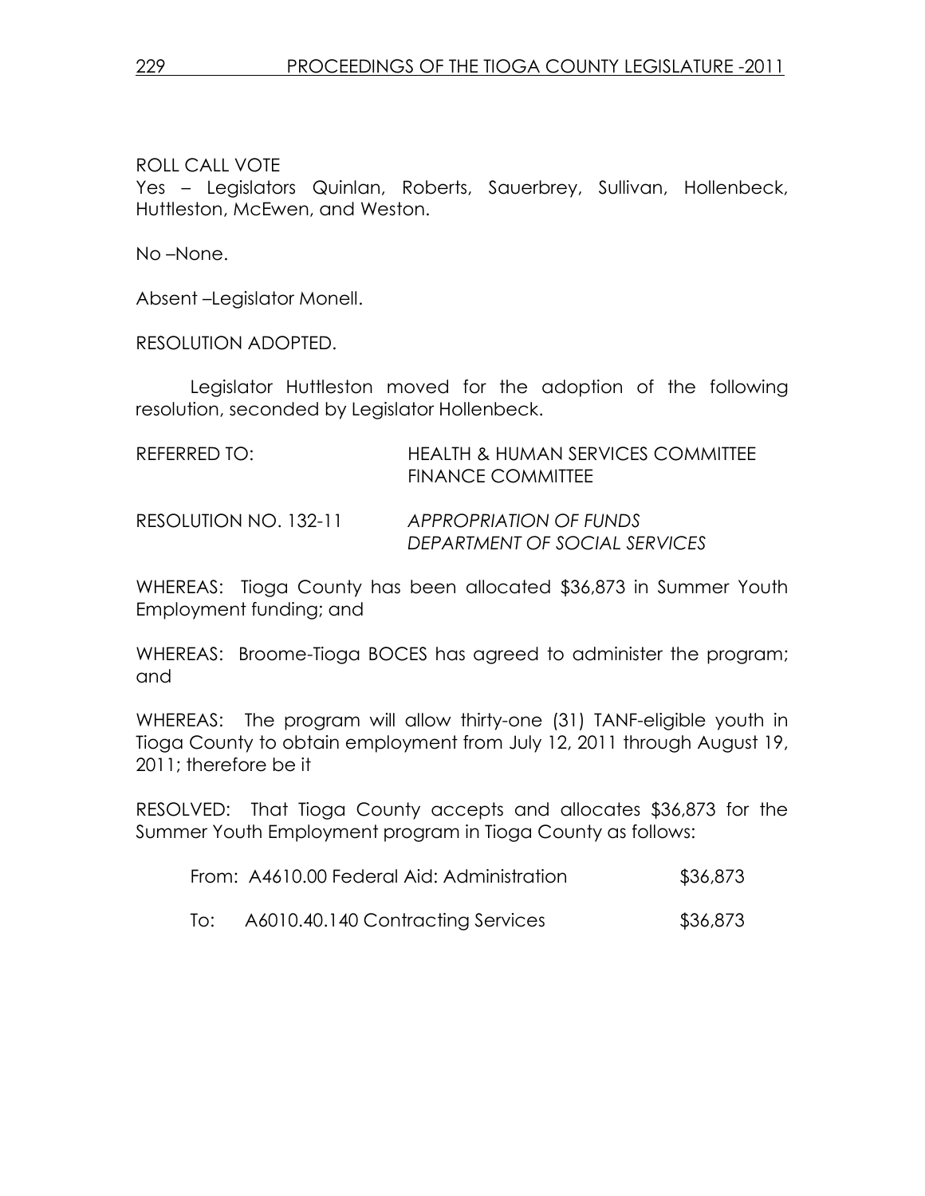ROLL CALL VOTE
Yes – Legislators Quinlan, Roberts, Sauerbrey, Sullivan, Hollenbeck, Huttleston, McEwen, and Weston.

No –None.

Absent –Legislator Monell.

RESOLUTION ADOPTED.

Legislator Huttleston moved for the adoption of the following resolution, seconded by Legislator Hollenbeck.

REFERRED TO: HEALTH & HUMAN SERVICES COMMITTEE
FINANCE COMMITTEE

RESOLUTION NO. 132-11 *APPROPRIATION OF FUNDS*
*DEPARTMENT OF SOCIAL SERVICES*

WHEREAS: Tioga County has been allocated $36,873 in Summer Youth Employment funding; and

WHEREAS: Broome-Tioga BOCES has agreed to administer the program; and

WHEREAS: The program will allow thirty-one (31) TANF-eligible youth in Tioga County to obtain employment from July 12, 2011 through August 19, 2011; therefore be it

RESOLVED: That Tioga County accepts and allocates $36,873 for the Summer Youth Employment program in Tioga County as follows:

From: A4610.00 Federal Aid: Administration $36,873

To: A6010.40.140 Contracting Services $36,873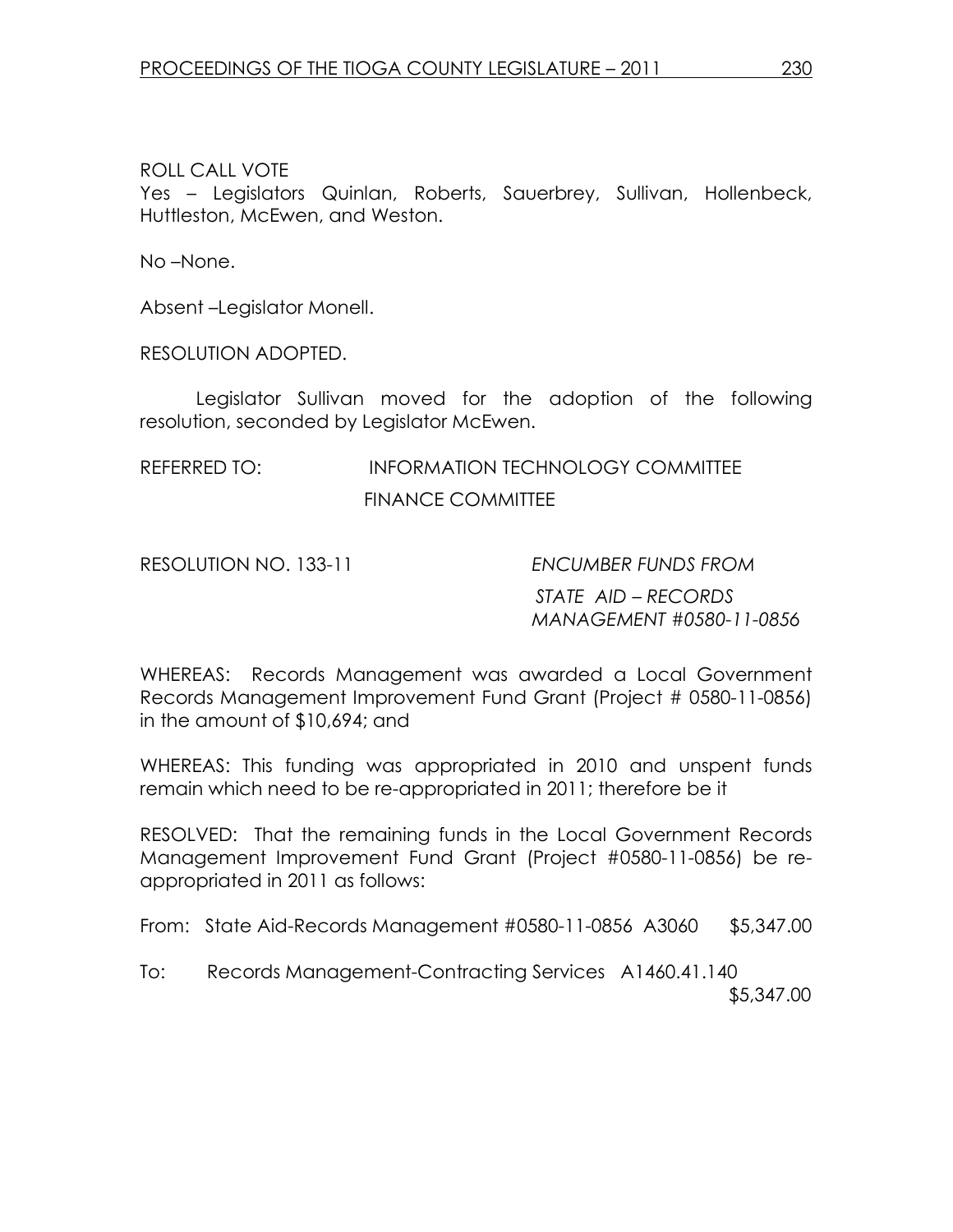ROLL CALL VOTE
Yes – Legislators Quinlan, Roberts, Sauerbrey, Sullivan, Hollenbeck, Huttleston, McEwen, and Weston.

No –None.

Absent –Legislator Monell.

RESOLUTION ADOPTED.

Legislator Sullivan moved for the adoption of the following resolution, seconded by Legislator McEwen.

REFERRED TO: INFORMATION TECHNOLOGY COMMITTEE
FINANCE COMMITTEE

RESOLUTION NO. 133-11 *ENCUMBER FUNDS FROM STATE AID – RECORDS MANAGEMENT #0580-11-0856*

WHEREAS: Records Management was awarded a Local Government Records Management Improvement Fund Grant (Project # 0580-11-0856) in the amount of $10,694; and

WHEREAS: This funding was appropriated in 2010 and unspent funds remain which need to be re-appropriated in 2011; therefore be it

RESOLVED: That the remaining funds in the Local Government Records Management Improvement Fund Grant (Project #0580-11-0856) be re-appropriated in 2011 as follows:

From: State Aid-Records Management #0580-11-0856 A3060 $5,347.00

To: Records Management-Contracting Services A1460.41.140 $5,347.00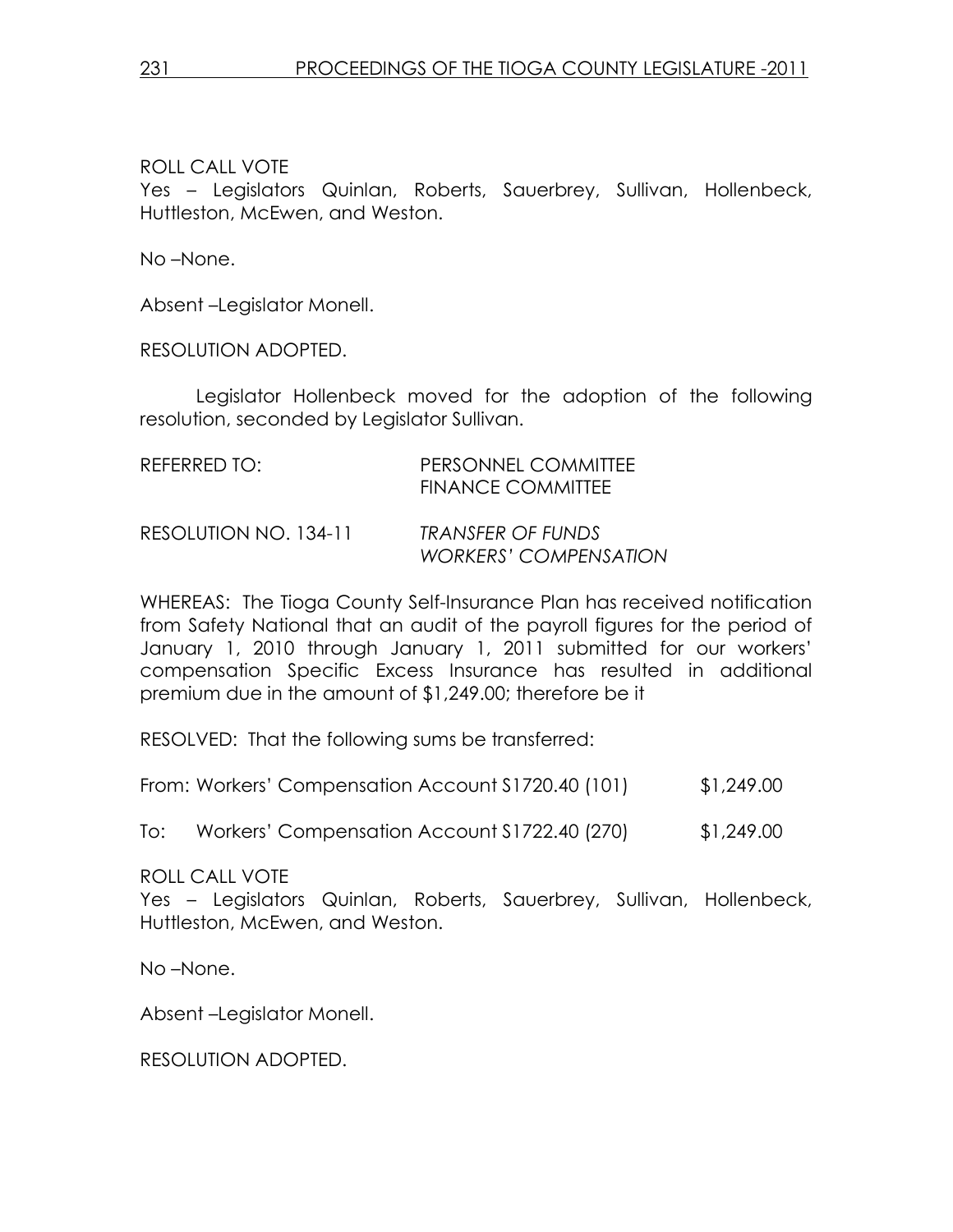ROLL CALL VOTE
Yes – Legislators Quinlan, Roberts, Sauerbrey, Sullivan, Hollenbeck, Huttleston, McEwen, and Weston.

No –None.

Absent –Legislator Monell.

RESOLUTION ADOPTED.

Legislator Hollenbeck moved for the adoption of the following resolution, seconded by Legislator Sullivan.

REFERRED TO: PERSONNEL COMMITTEE
FINANCE COMMITTEE

RESOLUTION NO. 134-11 *TRANSFER OF FUNDS*
*WORKERS' COMPENSATION*

WHEREAS: The Tioga County Self-Insurance Plan has received notification from Safety National that an audit of the payroll figures for the period of January 1, 2010 through January 1, 2011 submitted for our workers' compensation Specific Excess Insurance has resulted in additional premium due in the amount of $1,249.00; therefore be it

RESOLVED: That the following sums be transferred:

From: Workers' Compensation Account S1720.40 (101) $1,249.00

To: Workers' Compensation Account S1722.40 (270) $1,249.00

ROLL CALL VOTE
Yes – Legislators Quinlan, Roberts, Sauerbrey, Sullivan, Hollenbeck, Huttleston, McEwen, and Weston.

No –None.

Absent –Legislator Monell.

RESOLUTION ADOPTED.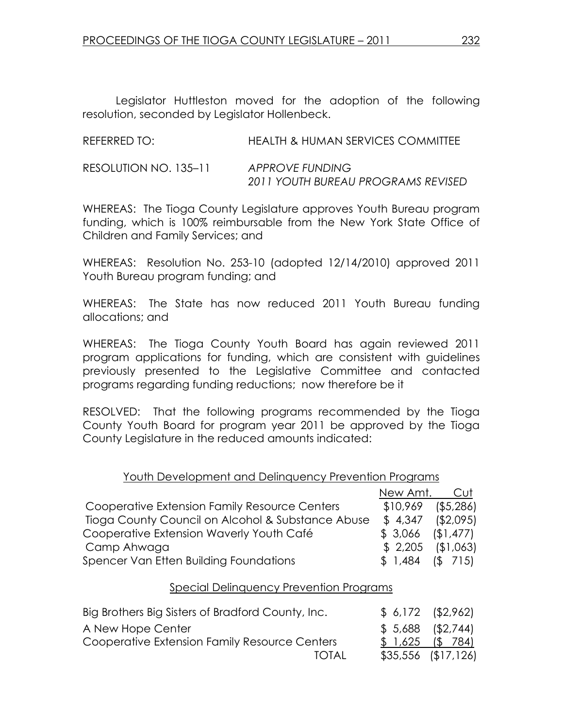Legislator Huttleston moved for the adoption of the following resolution, seconded by Legislator Hollenbeck.

REFERRED TO: HEALTH & HUMAN SERVICES COMMITTEE

RESOLUTION NO. 135–11 *APPROVE FUNDING 2011 YOUTH BUREAU PROGRAMS REVISED*

WHEREAS: The Tioga County Legislature approves Youth Bureau program funding, which is 100% reimbursable from the New York State Office of Children and Family Services; and

WHEREAS: Resolution No. 253-10 (adopted 12/14/2010) approved 2011 Youth Bureau program funding; and

WHEREAS: The State has now reduced 2011 Youth Bureau funding allocations; and

WHEREAS: The Tioga County Youth Board has again reviewed 2011 program applications for funding, which are consistent with guidelines previously presented to the Legislative Committee and contacted programs regarding funding reductions; now therefore be it

RESOLVED: That the following programs recommended by the Tioga County Youth Board for program year 2011 be approved by the Tioga County Legislature in the reduced amounts indicated:

<u>Youth Development and Delinquency Prevention Programs</u>

| | New Amt. | Cut |
|---|---|---|
| Cooperative Extension Family Resource Centers | $10,969 | ($5,286) |
| Tioga County Council on Alcohol & Substance Abuse | $ 4,347 | ($2,095) |
| Cooperative Extension Waverly Youth Café | $ 3,066 | ($1,477) |
| Camp Ahwaga | $ 2,205 | ($1,063) |
| Spencer Van Etten Building Foundations | $ 1,484 | ($ 715) |

<u>Special Delinquency Prevention Programs</u>

| | | |
|---|---|---|
| Big Brothers Big Sisters of Bradford County, Inc. | $ 6,172 | ($2,962) |
| A New Hope Center | $ 5,688 | ($2,744) |
| Cooperative Extension Family Resource Centers | $ 1,625 | ($ 784) |
| TOTAL | $35,556 | ($17,126) |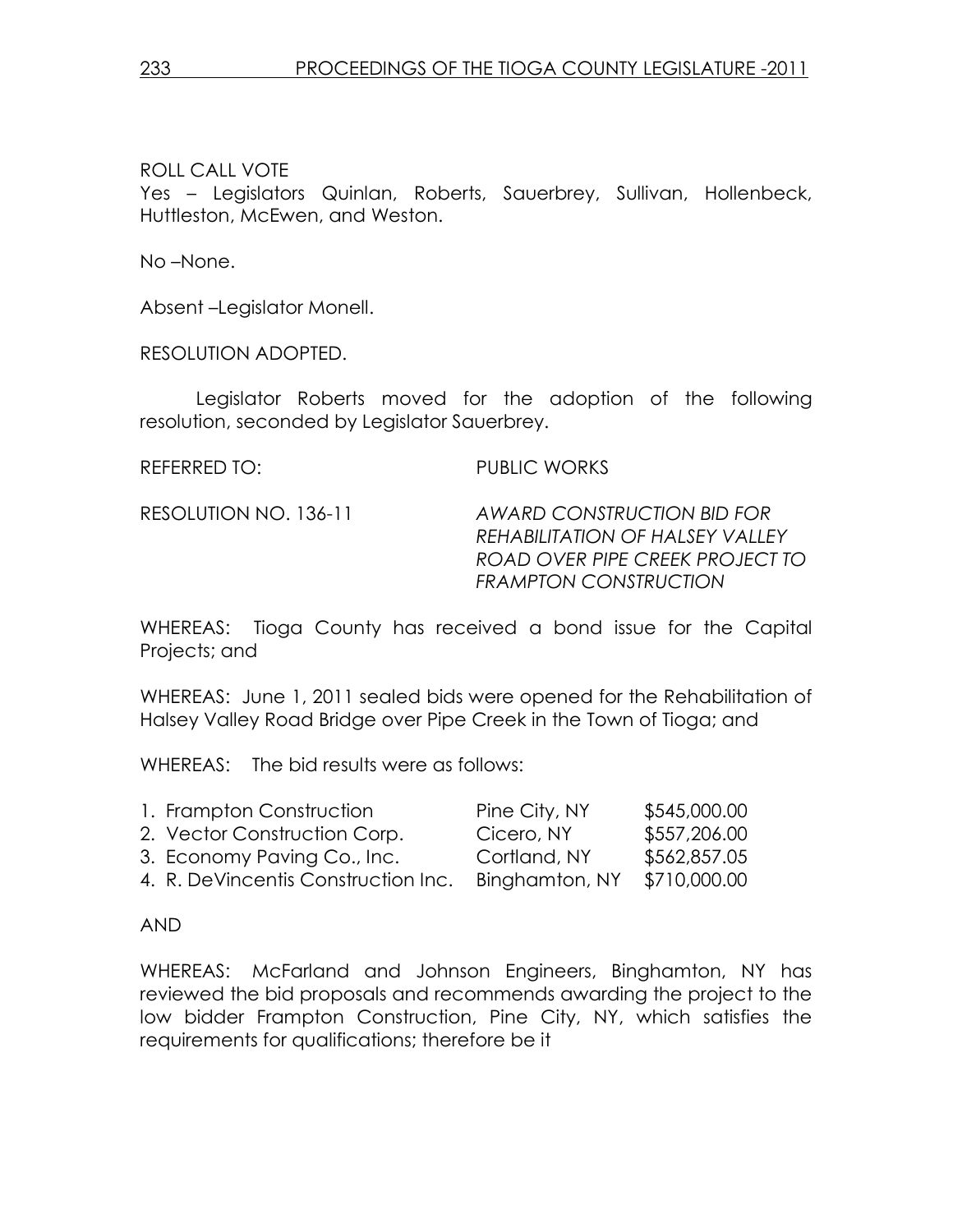ROLL CALL VOTE
Yes – Legislators Quinlan, Roberts, Sauerbrey, Sullivan, Hollenbeck, Huttleston, McEwen, and Weston.

No –None.

Absent –Legislator Monell.

RESOLUTION ADOPTED.

Legislator Roberts moved for the adoption of the following resolution, seconded by Legislator Sauerbrey.

REFERRED TO: PUBLIC WORKS

RESOLUTION NO. 136-11 *AWARD CONSTRUCTION BID FOR REHABILITATION OF HALSEY VALLEY ROAD OVER PIPE CREEK PROJECT TO FRAMPTON CONSTRUCTION*

WHEREAS: Tioga County has received a bond issue for the Capital Projects; and

WHEREAS: June 1, 2011 sealed bids were opened for the Rehabilitation of Halsey Valley Road Bridge over Pipe Creek in the Town of Tioga; and

WHEREAS: The bid results were as follows:

| | | |
|---|---|---|
| 1. Frampton Construction | Pine City, NY | $545,000.00 |
| 2. Vector Construction Corp. | Cicero, NY | $557,206.00 |
| 3. Economy Paving Co., Inc. | Cortland, NY | $562,857.05 |
| 4. R. DeVincentis Construction Inc. | Binghamton, NY | $710,000.00 |

AND

WHEREAS: McFarland and Johnson Engineers, Binghamton, NY has reviewed the bid proposals and recommends awarding the project to the low bidder Frampton Construction, Pine City, NY, which satisfies the requirements for qualifications; therefore be it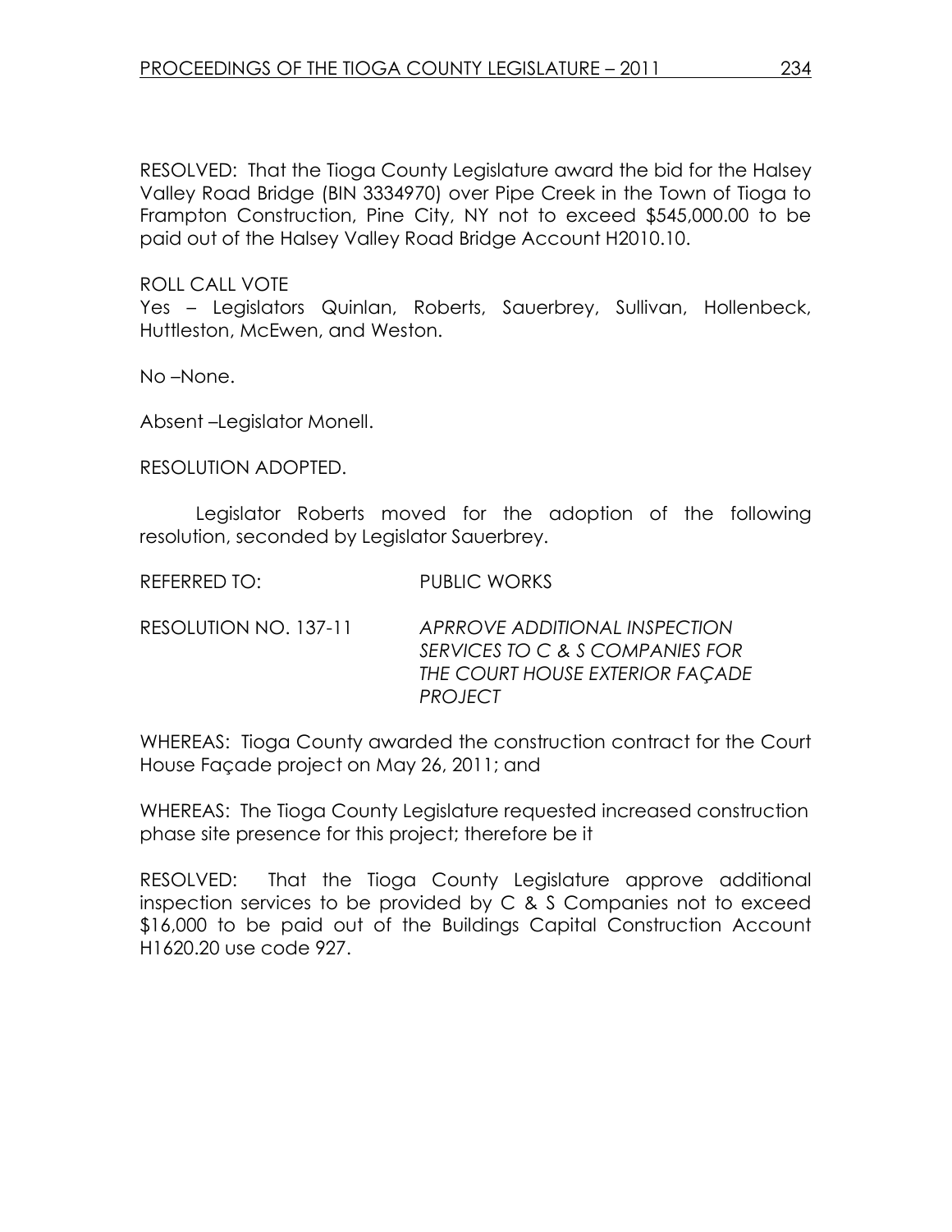RESOLVED: That the Tioga County Legislature award the bid for the Halsey Valley Road Bridge (BIN 3334970) over Pipe Creek in the Town of Tioga to Frampton Construction, Pine City, NY not to exceed $545,000.00 to be paid out of the Halsey Valley Road Bridge Account H2010.10.

ROLL CALL VOTE

Yes – Legislators Quinlan, Roberts, Sauerbrey, Sullivan, Hollenbeck, Huttleston, McEwen, and Weston.

No –None.

Absent –Legislator Monell.

RESOLUTION ADOPTED.

Legislator Roberts moved for the adoption of the following resolution, seconded by Legislator Sauerbrey.

REFERRED TO: PUBLIC WORKS

RESOLUTION NO. 137-11 *APRROVE ADDITIONAL INSPECTION SERVICES TO C & S COMPANIES FOR THE COURT HOUSE EXTERIOR FAÇADE PROJECT*

WHEREAS: Tioga County awarded the construction contract for the Court House Façade project on May 26, 2011; and

WHEREAS: The Tioga County Legislature requested increased construction phase site presence for this project; therefore be it

RESOLVED: That the Tioga County Legislature approve additional inspection services to be provided by C & S Companies not to exceed $16,000 to be paid out of the Buildings Capital Construction Account H1620.20 use code 927.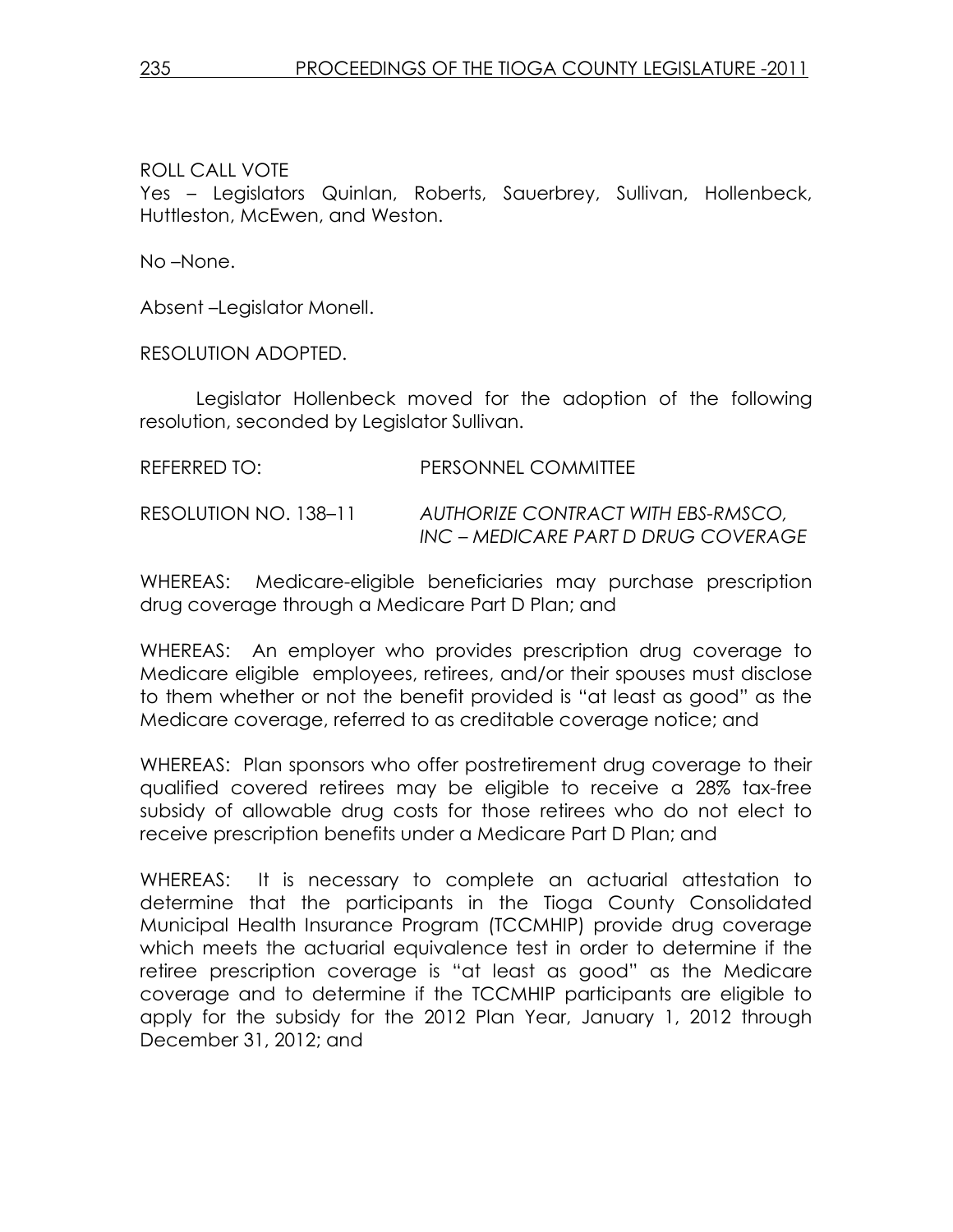ROLL CALL VOTE

Yes – Legislators Quinlan, Roberts, Sauerbrey, Sullivan, Hollenbeck, Huttleston, McEwen, and Weston.

No –None.

Absent –Legislator Monell.

RESOLUTION ADOPTED.

Legislator Hollenbeck moved for the adoption of the following resolution, seconded by Legislator Sullivan.

REFERRED TO: PERSONNEL COMMITTEE

RESOLUTION NO. 138–11 *AUTHORIZE CONTRACT WITH EBS-RMSCO, INC – MEDICARE PART D DRUG COVERAGE*

WHEREAS: Medicare-eligible beneficiaries may purchase prescription drug coverage through a Medicare Part D Plan; and

WHEREAS: An employer who provides prescription drug coverage to Medicare eligible employees, retirees, and/or their spouses must disclose to them whether or not the benefit provided is "at least as good" as the Medicare coverage, referred to as creditable coverage notice; and

WHEREAS: Plan sponsors who offer postretirement drug coverage to their qualified covered retirees may be eligible to receive a 28% tax-free subsidy of allowable drug costs for those retirees who do not elect to receive prescription benefits under a Medicare Part D Plan; and

WHEREAS: It is necessary to complete an actuarial attestation to determine that the participants in the Tioga County Consolidated Municipal Health Insurance Program (TCCMHIP) provide drug coverage which meets the actuarial equivalence test in order to determine if the retiree prescription coverage is "at least as good" as the Medicare coverage and to determine if the TCCMHIP participants are eligible to apply for the subsidy for the 2012 Plan Year, January 1, 2012 through December 31, 2012; and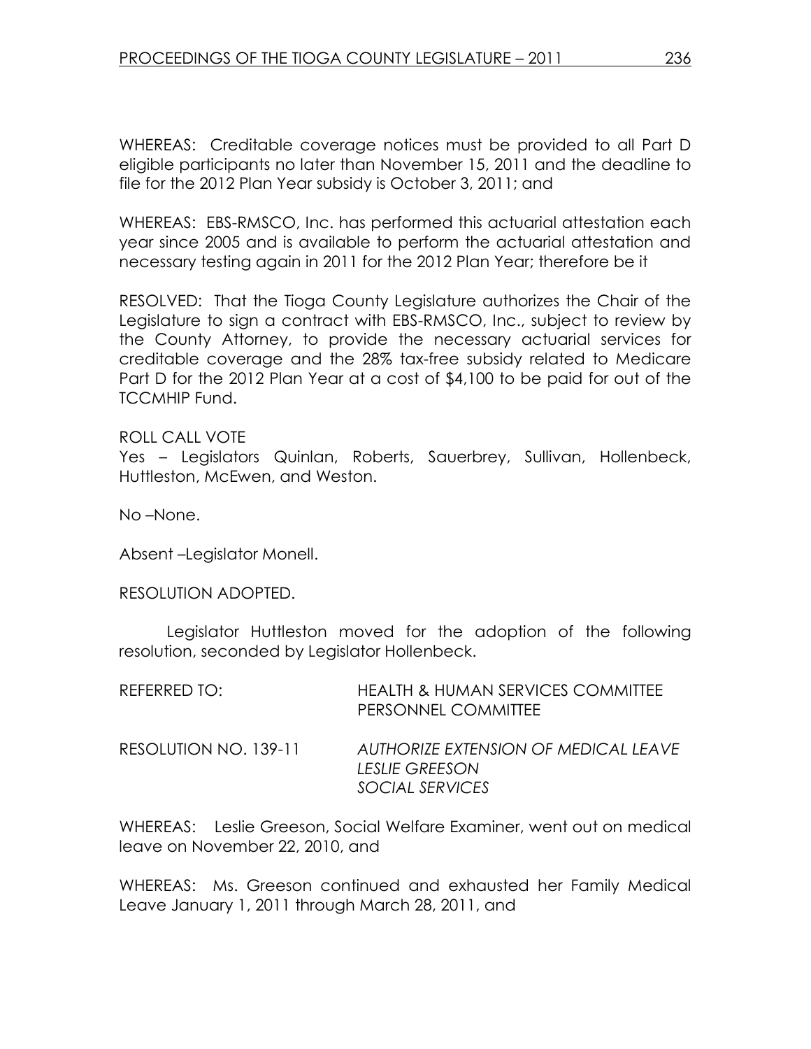WHEREAS: Creditable coverage notices must be provided to all Part D eligible participants no later than November 15, 2011 and the deadline to file for the 2012 Plan Year subsidy is October 3, 2011; and

WHEREAS: EBS-RMSCO, Inc. has performed this actuarial attestation each year since 2005 and is available to perform the actuarial attestation and necessary testing again in 2011 for the 2012 Plan Year; therefore be it

RESOLVED: That the Tioga County Legislature authorizes the Chair of the Legislature to sign a contract with EBS-RMSCO, Inc., subject to review by the County Attorney, to provide the necessary actuarial services for creditable coverage and the 28% tax-free subsidy related to Medicare Part D for the 2012 Plan Year at a cost of $4,100 to be paid for out of the TCCMHIP Fund.

ROLL CALL VOTE

Yes – Legislators Quinlan, Roberts, Sauerbrey, Sullivan, Hollenbeck, Huttleston, McEwen, and Weston.

No –None.

Absent –Legislator Monell.

RESOLUTION ADOPTED.

Legislator Huttleston moved for the adoption of the following resolution, seconded by Legislator Hollenbeck.

REFERRED TO: HEALTH & HUMAN SERVICES COMMITTEE
PERSONNEL COMMITTEE

RESOLUTION NO. 139-11 *AUTHORIZE EXTENSION OF MEDICAL LEAVE*
*LESLIE GREESON*
*SOCIAL SERVICES*

WHEREAS: Leslie Greeson, Social Welfare Examiner, went out on medical leave on November 22, 2010, and

WHEREAS: Ms. Greeson continued and exhausted her Family Medical Leave January 1, 2011 through March 28, 2011, and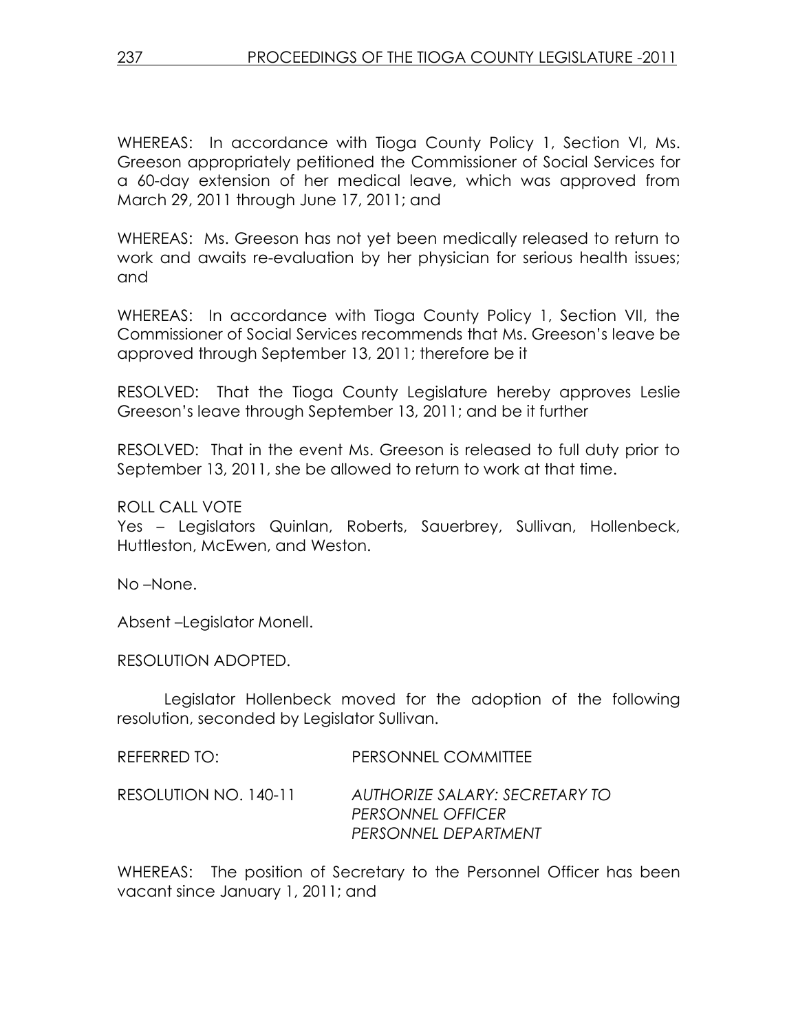WHEREAS: In accordance with Tioga County Policy 1, Section VI, Ms. Greeson appropriately petitioned the Commissioner of Social Services for a 60-day extension of her medical leave, which was approved from March 29, 2011 through June 17, 2011; and

WHEREAS: Ms. Greeson has not yet been medically released to return to work and awaits re-evaluation by her physician for serious health issues; and

WHEREAS: In accordance with Tioga County Policy 1, Section VII, the Commissioner of Social Services recommends that Ms. Greeson's leave be approved through September 13, 2011; therefore be it

RESOLVED: That the Tioga County Legislature hereby approves Leslie Greeson's leave through September 13, 2011; and be it further

RESOLVED: That in the event Ms. Greeson is released to full duty prior to September 13, 2011, she be allowed to return to work at that time.

ROLL CALL VOTE
Yes – Legislators Quinlan, Roberts, Sauerbrey, Sullivan, Hollenbeck, Huttleston, McEwen, and Weston.

No –None.

Absent –Legislator Monell.

RESOLUTION ADOPTED.

Legislator Hollenbeck moved for the adoption of the following resolution, seconded by Legislator Sullivan.

REFERRED TO: PERSONNEL COMMITTEE

RESOLUTION NO. 140-11 *AUTHORIZE SALARY: SECRETARY TO PERSONNEL OFFICER PERSONNEL DEPARTMENT*

WHEREAS: The position of Secretary to the Personnel Officer has been vacant since January 1, 2011; and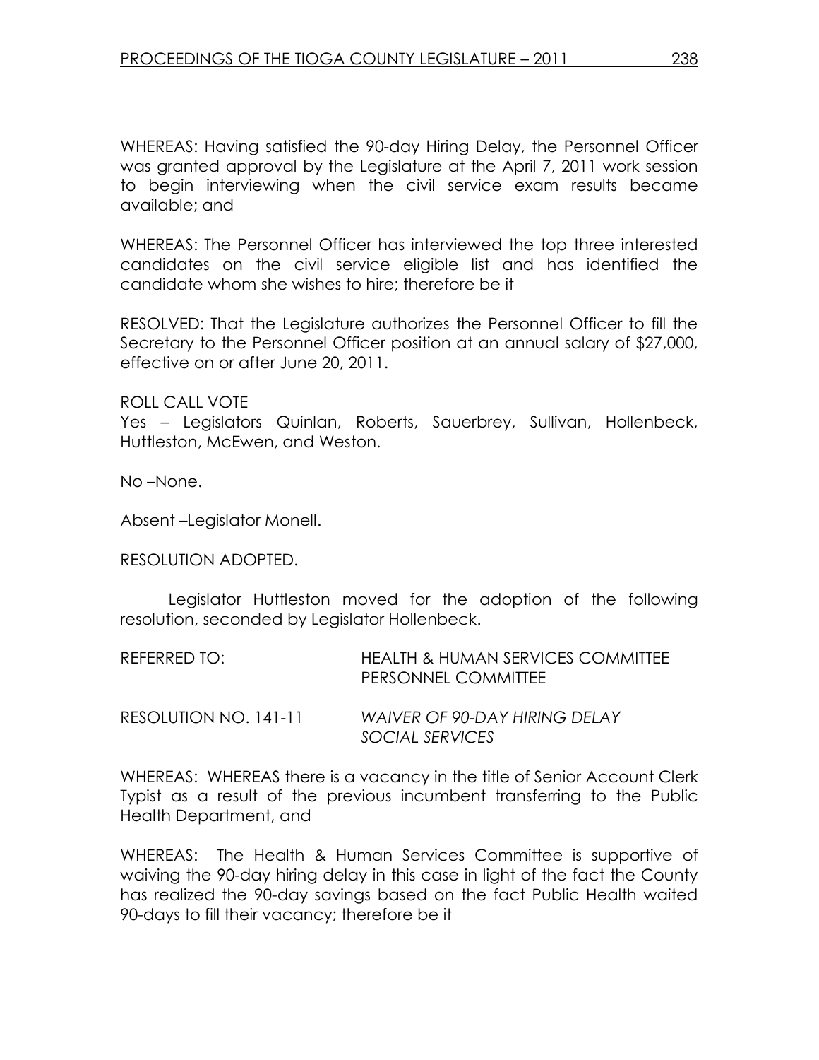WHEREAS: Having satisfied the 90-day Hiring Delay, the Personnel Officer was granted approval by the Legislature at the April 7, 2011 work session to begin interviewing when the civil service exam results became available; and

WHEREAS: The Personnel Officer has interviewed the top three interested candidates on the civil service eligible list and has identified the candidate whom she wishes to hire; therefore be it

RESOLVED: That the Legislature authorizes the Personnel Officer to fill the Secretary to the Personnel Officer position at an annual salary of $27,000, effective on or after June 20, 2011.

ROLL CALL VOTE
Yes – Legislators Quinlan, Roberts, Sauerbrey, Sullivan, Hollenbeck, Huttleston, McEwen, and Weston.

No –None.

Absent –Legislator Monell.

RESOLUTION ADOPTED.

Legislator Huttleston moved for the adoption of the following resolution, seconded by Legislator Hollenbeck.

REFERRED TO: HEALTH & HUMAN SERVICES COMMITTEE
PERSONNEL COMMITTEE

RESOLUTION NO. 141-11 *WAIVER OF 90-DAY HIRING DELAY SOCIAL SERVICES*

WHEREAS: WHEREAS there is a vacancy in the title of Senior Account Clerk Typist as a result of the previous incumbent transferring to the Public Health Department, and

WHEREAS: The Health & Human Services Committee is supportive of waiving the 90-day hiring delay in this case in light of the fact the County has realized the 90-day savings based on the fact Public Health waited 90-days to fill their vacancy; therefore be it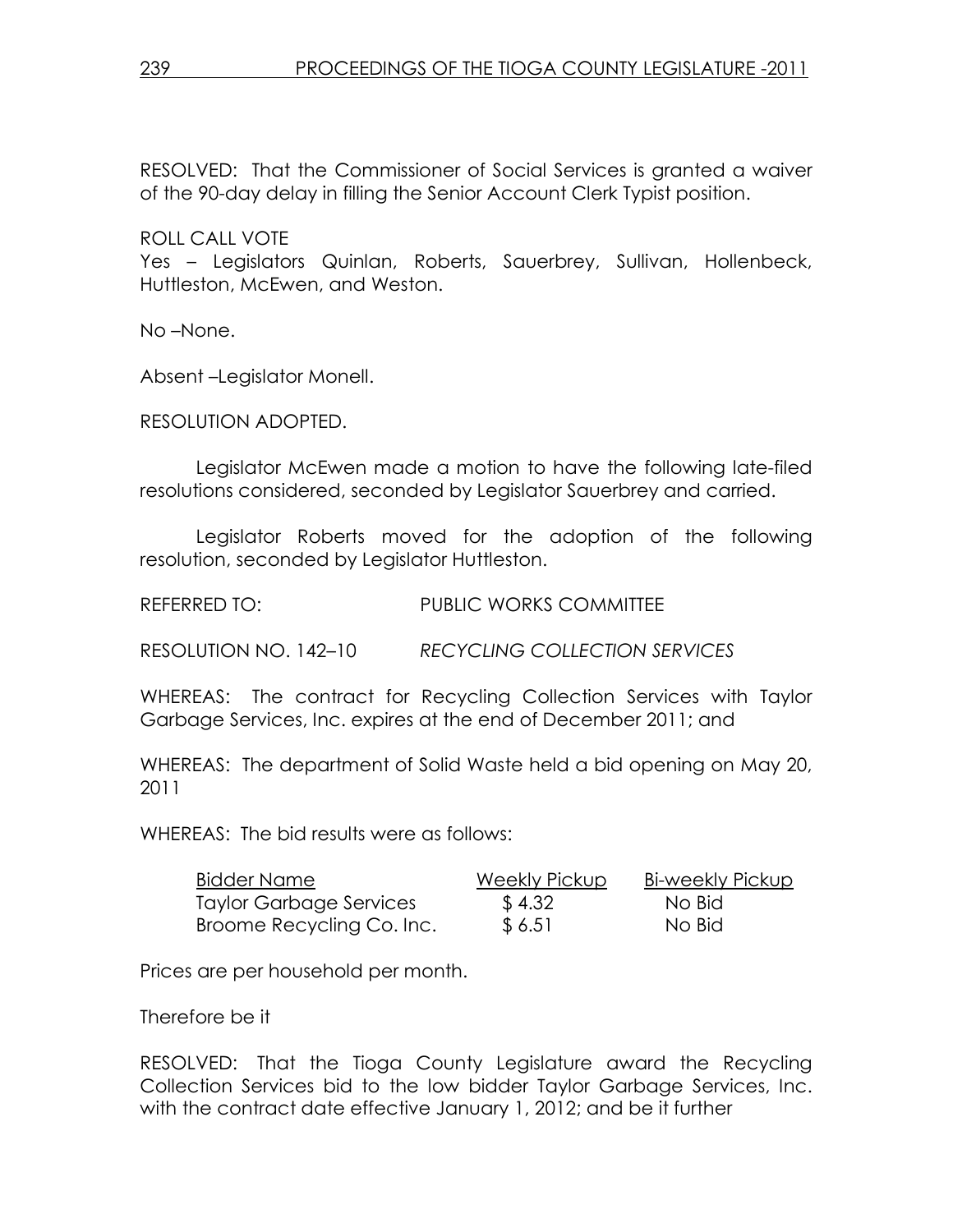RESOLVED: That the Commissioner of Social Services is granted a waiver of the 90-day delay in filling the Senior Account Clerk Typist position.

ROLL CALL VOTE
Yes – Legislators Quinlan, Roberts, Sauerbrey, Sullivan, Hollenbeck, Huttleston, McEwen, and Weston.

No –None.

Absent –Legislator Monell.

RESOLUTION ADOPTED.

Legislator McEwen made a motion to have the following late-filed resolutions considered, seconded by Legislator Sauerbrey and carried.

Legislator Roberts moved for the adoption of the following resolution, seconded by Legislator Huttleston.

REFERRED TO: PUBLIC WORKS COMMITTEE

RESOLUTION NO. 142–10 *RECYCLING COLLECTION SERVICES*

WHEREAS: The contract for Recycling Collection Services with Taylor Garbage Services, Inc. expires at the end of December 2011; and

WHEREAS: The department of Solid Waste held a bid opening on May 20, 2011

WHEREAS: The bid results were as follows:

| Bidder Name | Weekly Pickup | Bi-weekly Pickup |
|---|---|---|
| Taylor Garbage Services | $ 4.32 | No Bid |
| Broome Recycling Co. Inc. | $ 6.51 | No Bid |

Prices are per household per month.

Therefore be it

RESOLVED: That the Tioga County Legislature award the Recycling Collection Services bid to the low bidder Taylor Garbage Services, Inc. with the contract date effective January 1, 2012; and be it further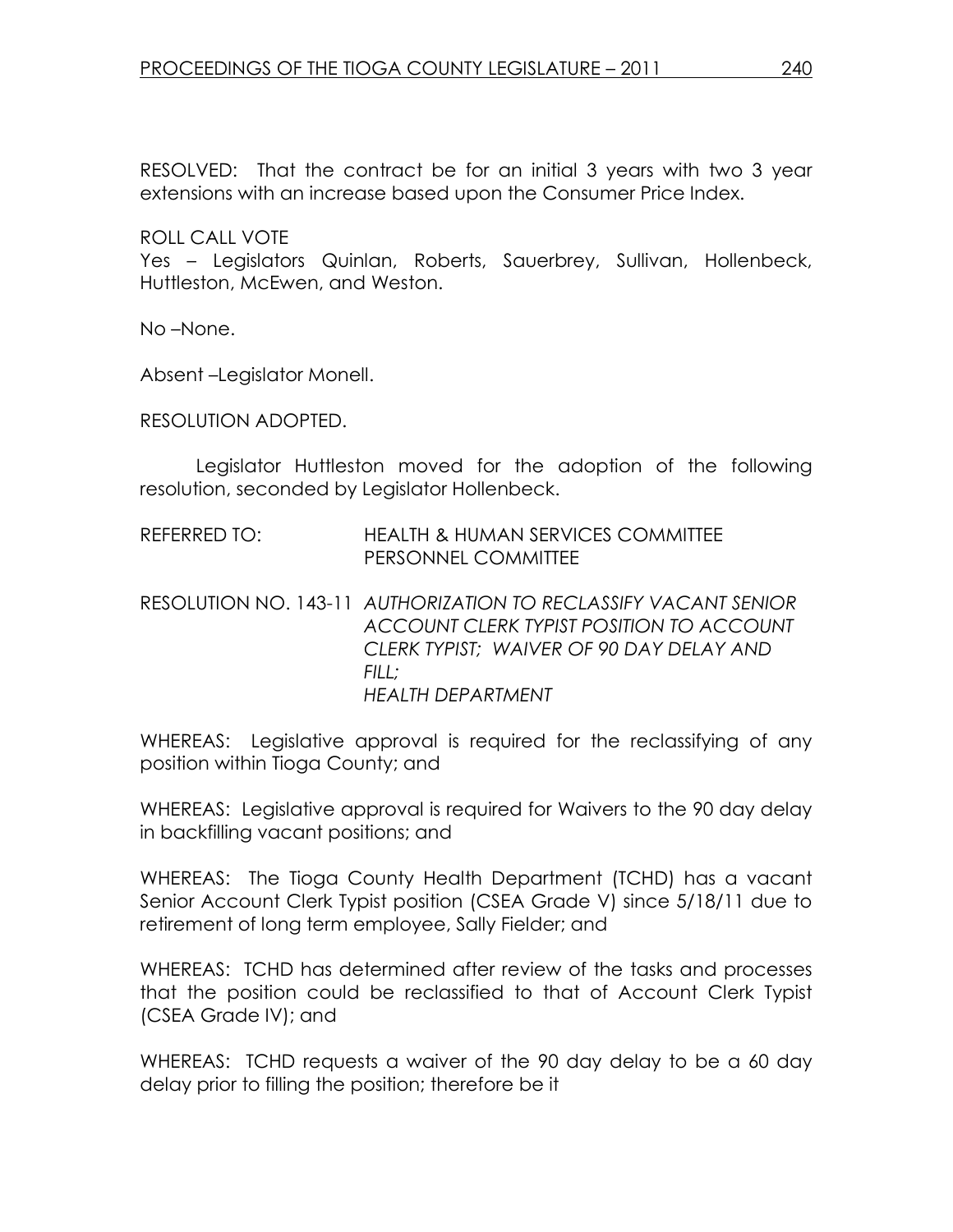RESOLVED: That the contract be for an initial 3 years with two 3 year extensions with an increase based upon the Consumer Price Index.

ROLL CALL VOTE
Yes – Legislators Quinlan, Roberts, Sauerbrey, Sullivan, Hollenbeck, Huttleston, McEwen, and Weston.

No –None.

Absent –Legislator Monell.

RESOLUTION ADOPTED.

Legislator Huttleston moved for the adoption of the following resolution, seconded by Legislator Hollenbeck.

REFERRED TO: HEALTH & HUMAN SERVICES COMMITTEE
PERSONNEL COMMITTEE

RESOLUTION NO. 143-11 *AUTHORIZATION TO RECLASSIFY VACANT SENIOR ACCOUNT CLERK TYPIST POSITION TO ACCOUNT CLERK TYPIST; WAIVER OF 90 DAY DELAY AND FILL;*
*HEALTH DEPARTMENT*

WHEREAS: Legislative approval is required for the reclassifying of any position within Tioga County; and

WHEREAS: Legislative approval is required for Waivers to the 90 day delay in backfilling vacant positions; and

WHEREAS: The Tioga County Health Department (TCHD) has a vacant Senior Account Clerk Typist position (CSEA Grade V) since 5/18/11 due to retirement of long term employee, Sally Fielder; and

WHEREAS: TCHD has determined after review of the tasks and processes that the position could be reclassified to that of Account Clerk Typist (CSEA Grade IV); and

WHEREAS: TCHD requests a waiver of the 90 day delay to be a 60 day delay prior to filling the position; therefore be it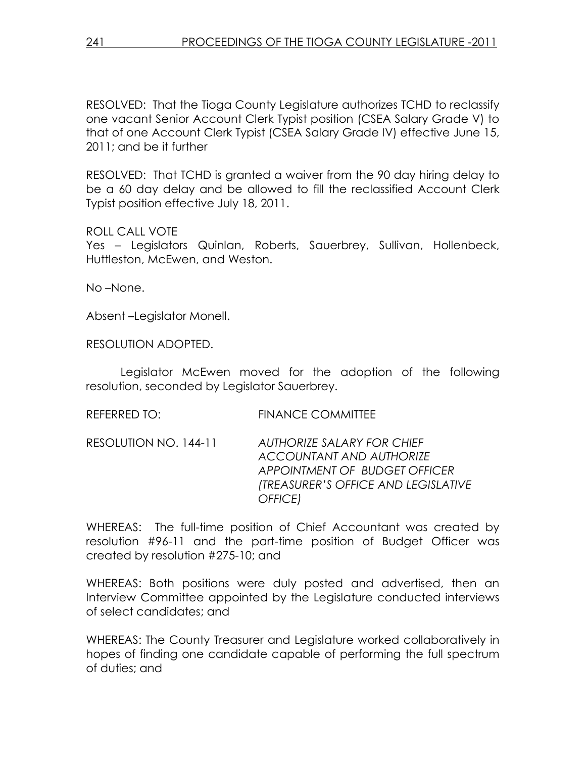RESOLVED: That the Tioga County Legislature authorizes TCHD to reclassify one vacant Senior Account Clerk Typist position (CSEA Salary Grade V) to that of one Account Clerk Typist (CSEA Salary Grade IV) effective June 15, 2011; and be it further

RESOLVED: That TCHD is granted a waiver from the 90 day hiring delay to be a 60 day delay and be allowed to fill the reclassified Account Clerk Typist position effective July 18, 2011.

ROLL CALL VOTE
Yes – Legislators Quinlan, Roberts, Sauerbrey, Sullivan, Hollenbeck, Huttleston, McEwen, and Weston.

No –None.

Absent –Legislator Monell.

RESOLUTION ADOPTED.

Legislator McEwen moved for the adoption of the following resolution, seconded by Legislator Sauerbrey.

REFERRED TO: FINANCE COMMITTEE

RESOLUTION NO. 144-11 *AUTHORIZE SALARY FOR CHIEF ACCOUNTANT AND AUTHORIZE APPOINTMENT OF BUDGET OFFICER (TREASURER'S OFFICE AND LEGISLATIVE OFFICE)*

WHEREAS: The full-time position of Chief Accountant was created by resolution #96-11 and the part-time position of Budget Officer was created by resolution #275-10; and

WHEREAS: Both positions were duly posted and advertised, then an Interview Committee appointed by the Legislature conducted interviews of select candidates; and

WHEREAS: The County Treasurer and Legislature worked collaboratively in hopes of finding one candidate capable of performing the full spectrum of duties; and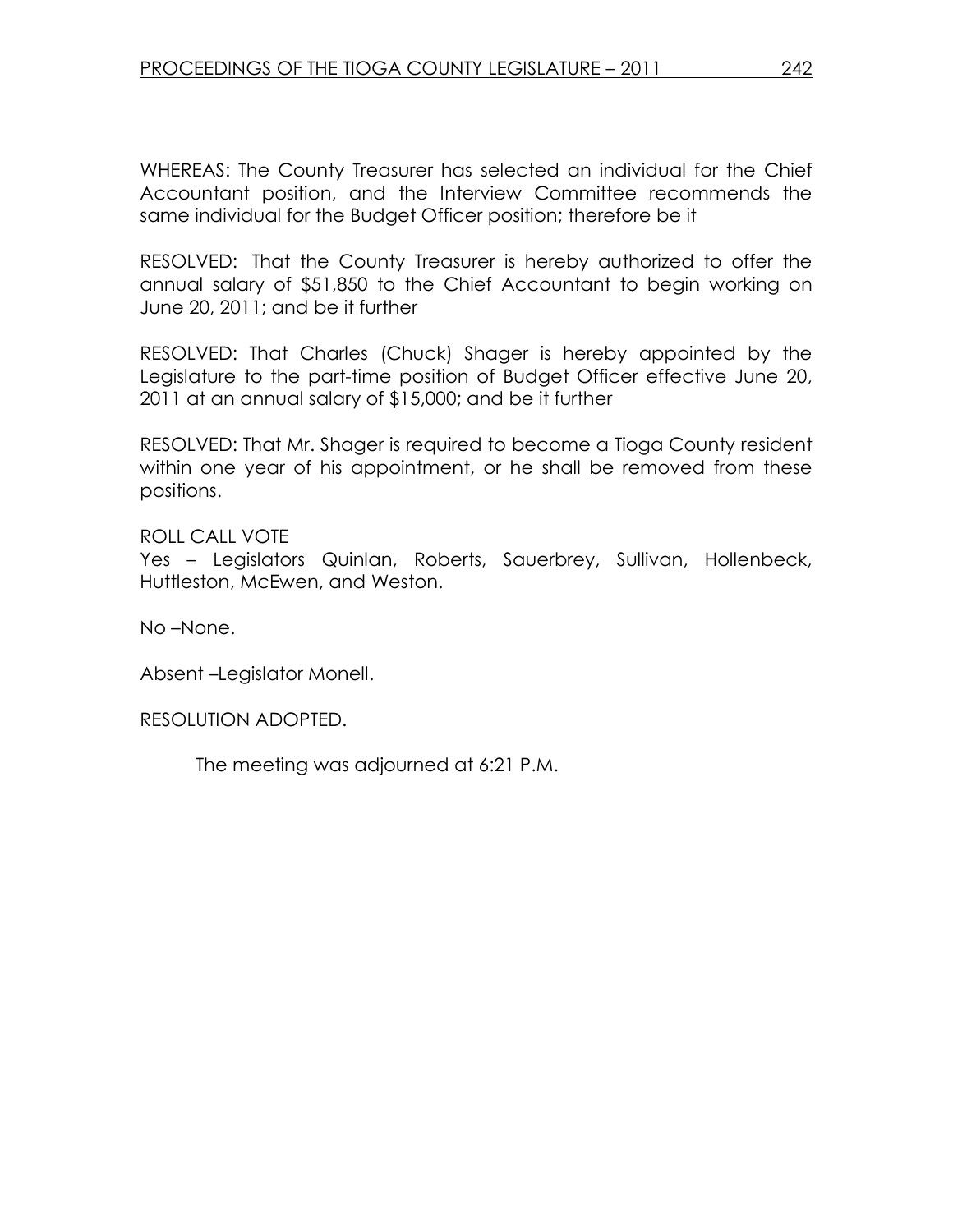WHEREAS: The County Treasurer has selected an individual for the Chief Accountant position, and the Interview Committee recommends the same individual for the Budget Officer position; therefore be it

RESOLVED: That the County Treasurer is hereby authorized to offer the annual salary of $51,850 to the Chief Accountant to begin working on June 20, 2011; and be it further

RESOLVED: That Charles (Chuck) Shager is hereby appointed by the Legislature to the part-time position of Budget Officer effective June 20, 2011 at an annual salary of $15,000; and be it further

RESOLVED: That Mr. Shager is required to become a Tioga County resident within one year of his appointment, or he shall be removed from these positions.

ROLL CALL VOTE
Yes – Legislators Quinlan, Roberts, Sauerbrey, Sullivan, Hollenbeck, Huttleston, McEwen, and Weston.

No –None.

Absent –Legislator Monell.

RESOLUTION ADOPTED.

The meeting was adjourned at 6:21 P.M.